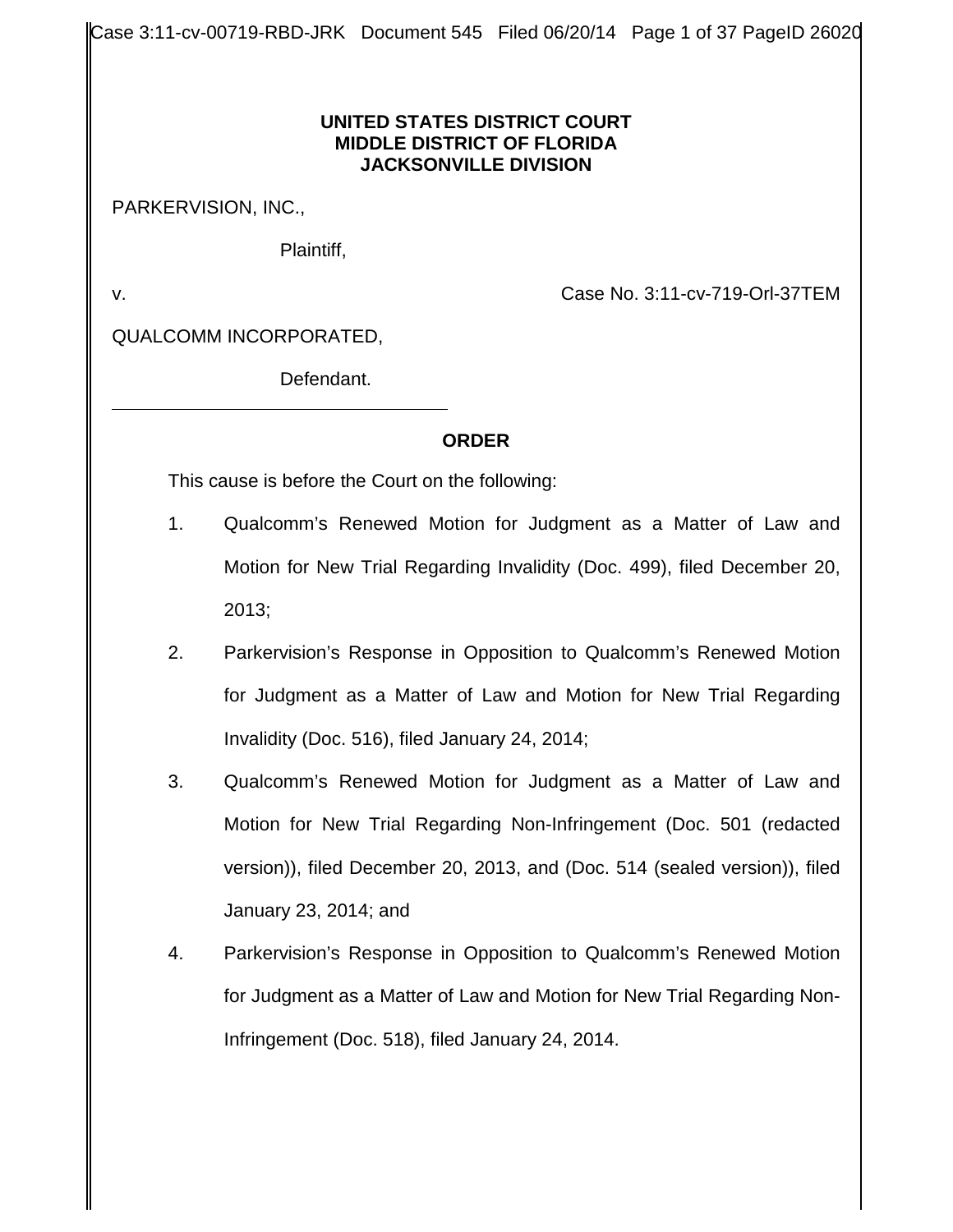**UNITED STATES DISTRICT COURT**
**MIDDLE DISTRICT OF FLORIDA**
**JACKSONVILLE DIVISION**

PARKERVISION, INC.,

Plaintiff,

v. Case No. 3:11-cv-719-Orl-37TEM

QUALCOMM INCORPORATED,

Defendant.

---

**ORDER**

This cause is before the Court on the following:

1. Qualcomm's Renewed Motion for Judgment as a Matter of Law and Motion for New Trial Regarding Invalidity (Doc. 499), filed December 20, 2013;
2. Parkervision's Response in Opposition to Qualcomm's Renewed Motion for Judgment as a Matter of Law and Motion for New Trial Regarding Invalidity (Doc. 516), filed January 24, 2014;
3. Qualcomm's Renewed Motion for Judgment as a Matter of Law and Motion for New Trial Regarding Non-Infringement (Doc. 501 (redacted version)), filed December 20, 2013, and (Doc. 514 (sealed version)), filed January 23, 2014; and
4. Parkervision's Response in Opposition to Qualcomm's Renewed Motion for Judgment as a Matter of Law and Motion for New Trial Regarding Non-Infringement (Doc. 518), filed January 24, 2014.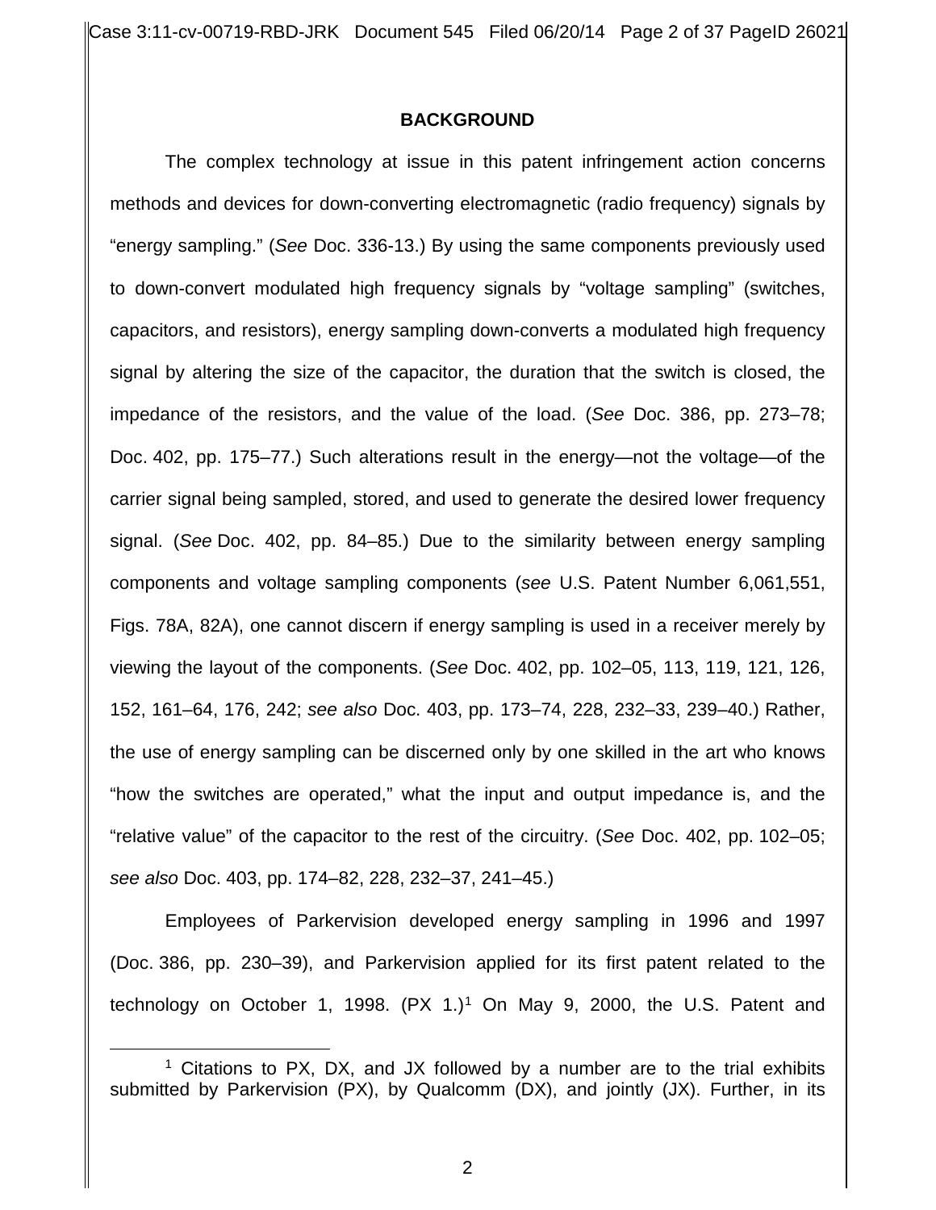## BACKGROUND

The complex technology at issue in this patent infringement action concerns methods and devices for down-converting electromagnetic (radio frequency) signals by "energy sampling." (*See* Doc. 336-13.) By using the same components previously used to down-convert modulated high frequency signals by "voltage sampling" (switches, capacitors, and resistors), energy sampling down-converts a modulated high frequency signal by altering the size of the capacitor, the duration that the switch is closed, the impedance of the resistors, and the value of the load. (*See* Doc. 386, pp. 273–78; Doc. 402, pp. 175–77.) Such alterations result in the energy—not the voltage—of the carrier signal being sampled, stored, and used to generate the desired lower frequency signal. (*See* Doc. 402, pp. 84–85.) Due to the similarity between energy sampling components and voltage sampling components (*see* U.S. Patent Number 6,061,551, Figs. 78A, 82A), one cannot discern if energy sampling is used in a receiver merely by viewing the layout of the components. (*See* Doc. 402, pp. 102–05, 113, 119, 121, 126, 152, 161–64, 176, 242; *see also* Doc. 403, pp. 173–74, 228, 232–33, 239–40.) Rather, the use of energy sampling can be discerned only by one skilled in the art who knows "how the switches are operated," what the input and output impedance is, and the "relative value" of the capacitor to the rest of the circuitry. (*See* Doc. 402, pp. 102–05; *see also* Doc. 403, pp. 174–82, 228, 232–37, 241–45.)

Employees of Parkervision developed energy sampling in 1996 and 1997 (Doc. 386, pp. 230–39), and Parkervision applied for its first patent related to the technology on October 1, 1998. (PX 1.)[1] On May 9, 2000, the U.S. Patent and

[1] Citations to PX, DX, and JX followed by a number are to the trial exhibits submitted by Parkervision (PX), by Qualcomm (DX), and jointly (JX). Further, in its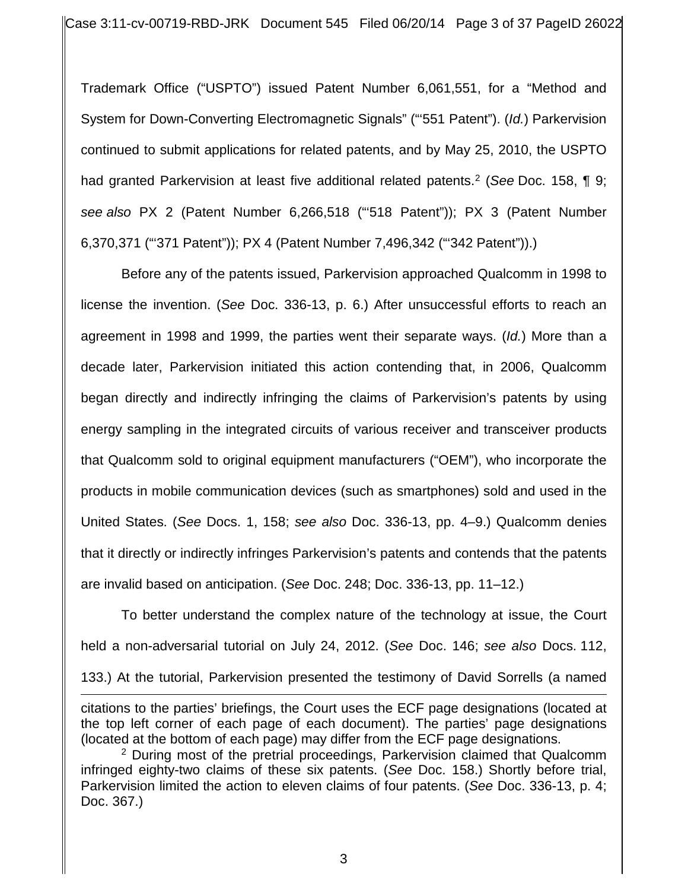Trademark Office ("USPTO") issued Patent Number 6,061,551, for a "Method and System for Down-Converting Electromagnetic Signals" ("'551 Patent"). (*Id.*) Parkervision continued to submit applications for related patents, and by May 25, 2010, the USPTO had granted Parkervision at least five additional related patents.[2] (*See* Doc. 158, ¶ 9; *see also* PX 2 (Patent Number 6,266,518 ("'518 Patent")); PX 3 (Patent Number 6,370,371 ("'371 Patent")); PX 4 (Patent Number 7,496,342 ("'342 Patent")).)

Before any of the patents issued, Parkervision approached Qualcomm in 1998 to license the invention. (*See* Doc. 336-13, p. 6.) After unsuccessful efforts to reach an agreement in 1998 and 1999, the parties went their separate ways. (*Id.*) More than a decade later, Parkervision initiated this action contending that, in 2006, Qualcomm began directly and indirectly infringing the claims of Parkervision's patents by using energy sampling in the integrated circuits of various receiver and transceiver products that Qualcomm sold to original equipment manufacturers ("OEM"), who incorporate the products in mobile communication devices (such as smartphones) sold and used in the United States. (*See* Docs. 1, 158; *see also* Doc. 336-13, pp. 4–9.) Qualcomm denies that it directly or indirectly infringes Parkervision's patents and contends that the patents are invalid based on anticipation. (*See* Doc. 248; Doc. 336-13, pp. 11–12.)

To better understand the complex nature of the technology at issue, the Court held a non-adversarial tutorial on July 24, 2012. (*See* Doc. 146; *see also* Docs. 112, 133.) At the tutorial, Parkervision presented the testimony of David Sorrells (a named

---

citations to the parties' briefings, the Court uses the ECF page designations (located at the top left corner of each page of each document). The parties' page designations (located at the bottom of each page) may differ from the ECF page designations.

[2] During most of the pretrial proceedings, Parkervision claimed that Qualcomm infringed eighty-two claims of these six patents. (*See* Doc. 158.) Shortly before trial, Parkervision limited the action to eleven claims of four patents. (*See* Doc. 336-13, p. 4; Doc. 367.)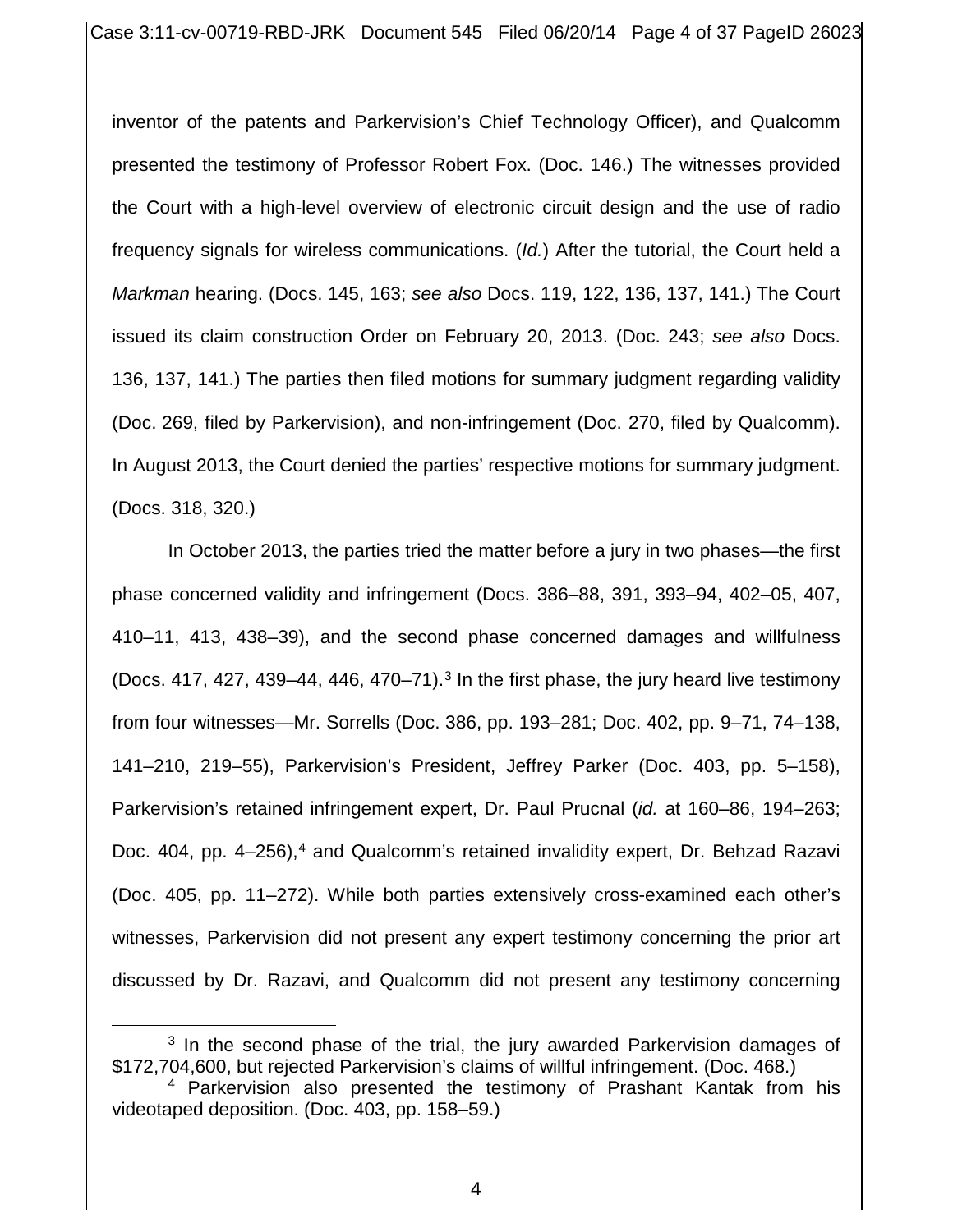inventor of the patents and Parkervision's Chief Technology Officer), and Qualcomm presented the testimony of Professor Robert Fox. (Doc. 146.) The witnesses provided the Court with a high-level overview of electronic circuit design and the use of radio frequency signals for wireless communications. (*Id.*) After the tutorial, the Court held a *Markman* hearing. (Docs. 145, 163; *see also* Docs. 119, 122, 136, 137, 141.) The Court issued its claim construction Order on February 20, 2013. (Doc. 243; *see also* Docs. 136, 137, 141.) The parties then filed motions for summary judgment regarding validity (Doc. 269, filed by Parkervision), and non-infringement (Doc. 270, filed by Qualcomm). In August 2013, the Court denied the parties' respective motions for summary judgment. (Docs. 318, 320.)

In October 2013, the parties tried the matter before a jury in two phases—the first phase concerned validity and infringement (Docs. 386–88, 391, 393–94, 402–05, 407, 410–11, 413, 438–39), and the second phase concerned damages and willfulness (Docs. 417, 427, 439–44, 446, 470–71).[3] In the first phase, the jury heard live testimony from four witnesses—Mr. Sorrells (Doc. 386, pp. 193–281; Doc. 402, pp. 9–71, 74–138, 141–210, 219–55), Parkervision's President, Jeffrey Parker (Doc. 403, pp. 5–158), Parkervision's retained infringement expert, Dr. Paul Prucnal (*id.* at 160–86, 194–263; Doc. 404, pp. 4–256),[4] and Qualcomm's retained invalidity expert, Dr. Behzad Razavi (Doc. 405, pp. 11–272). While both parties extensively cross-examined each other's witnesses, Parkervision did not present any expert testimony concerning the prior art discussed by Dr. Razavi, and Qualcomm did not present any testimony concerning

[3] In the second phase of the trial, the jury awarded Parkervision damages of $172,704,600, but rejected Parkervision's claims of willful infringement. (Doc. 468.)

[4] Parkervision also presented the testimony of Prashant Kantak from his videotaped deposition. (Doc. 403, pp. 158–59.)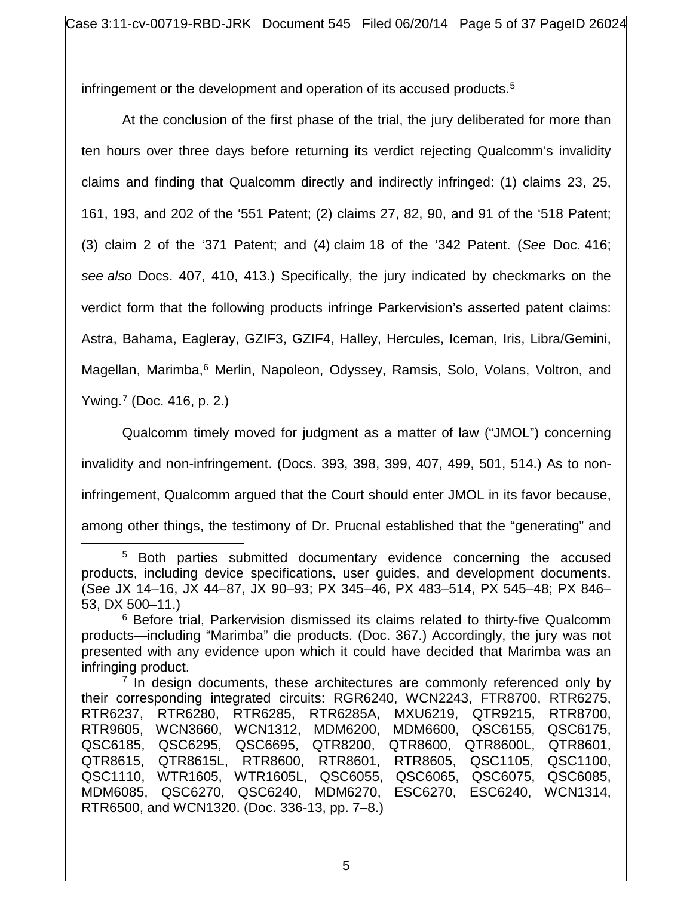infringement or the development and operation of its accused products.[5]

At the conclusion of the first phase of the trial, the jury deliberated for more than ten hours over three days before returning its verdict rejecting Qualcomm's invalidity claims and finding that Qualcomm directly and indirectly infringed: (1) claims 23, 25, 161, 193, and 202 of the '551 Patent; (2) claims 27, 82, 90, and 91 of the '518 Patent; (3) claim 2 of the '371 Patent; and (4) claim 18 of the '342 Patent. (*See* Doc. 416; *see also* Docs. 407, 410, 413.) Specifically, the jury indicated by checkmarks on the verdict form that the following products infringe Parkervision's asserted patent claims: Astra, Bahama, Eagleray, GZIF3, GZIF4, Halley, Hercules, Iceman, Iris, Libra/Gemini, Magellan, Marimba,[6] Merlin, Napoleon, Odyssey, Ramsis, Solo, Volans, Voltron, and Ywing.[7] (Doc. 416, p. 2.)

Qualcomm timely moved for judgment as a matter of law ("JMOL") concerning invalidity and non-infringement. (Docs. 393, 398, 399, 407, 499, 501, 514.) As to non-infringement, Qualcomm argued that the Court should enter JMOL in its favor because, among other things, the testimony of Dr. Prucnal established that the "generating" and

---

[5] Both parties submitted documentary evidence concerning the accused products, including device specifications, user guides, and development documents. (*See* JX 14–16, JX 44–87, JX 90–93; PX 345–46, PX 483–514, PX 545–48; PX 846–53, DX 500–11.)

[6] Before trial, Parkervision dismissed its claims related to thirty-five Qualcomm products—including "Marimba" die products. (Doc. 367.) Accordingly, the jury was not presented with any evidence upon which it could have decided that Marimba was an infringing product.

[7] In design documents, these architectures are commonly referenced only by their corresponding integrated circuits: RGR6240, WCN2243, FTR8700, RTR6275, RTR6237, RTR6280, RTR6285, RTR6285A, MXU6219, QTR9215, RTR8700, RTR9605, WCN3660, WCN1312, MDM6200, MDM6600, QSC6155, QSC6175, QSC6185, QSC6295, QSC6695, QTR8200, QTR8600, QTR8600L, QTR8601, QTR8615, QTR8615L, RTR8600, RTR8601, RTR8605, QSC1105, QSC1100, QSC1110, WTR1605, WTR1605L, QSC6055, QSC6065, QSC6075, QSC6085, MDM6085, QSC6270, QSC6240, MDM6270, ESC6270, ESC6240, WCN1314, RTR6500, and WCN1320. (Doc. 336-13, pp. 7–8.)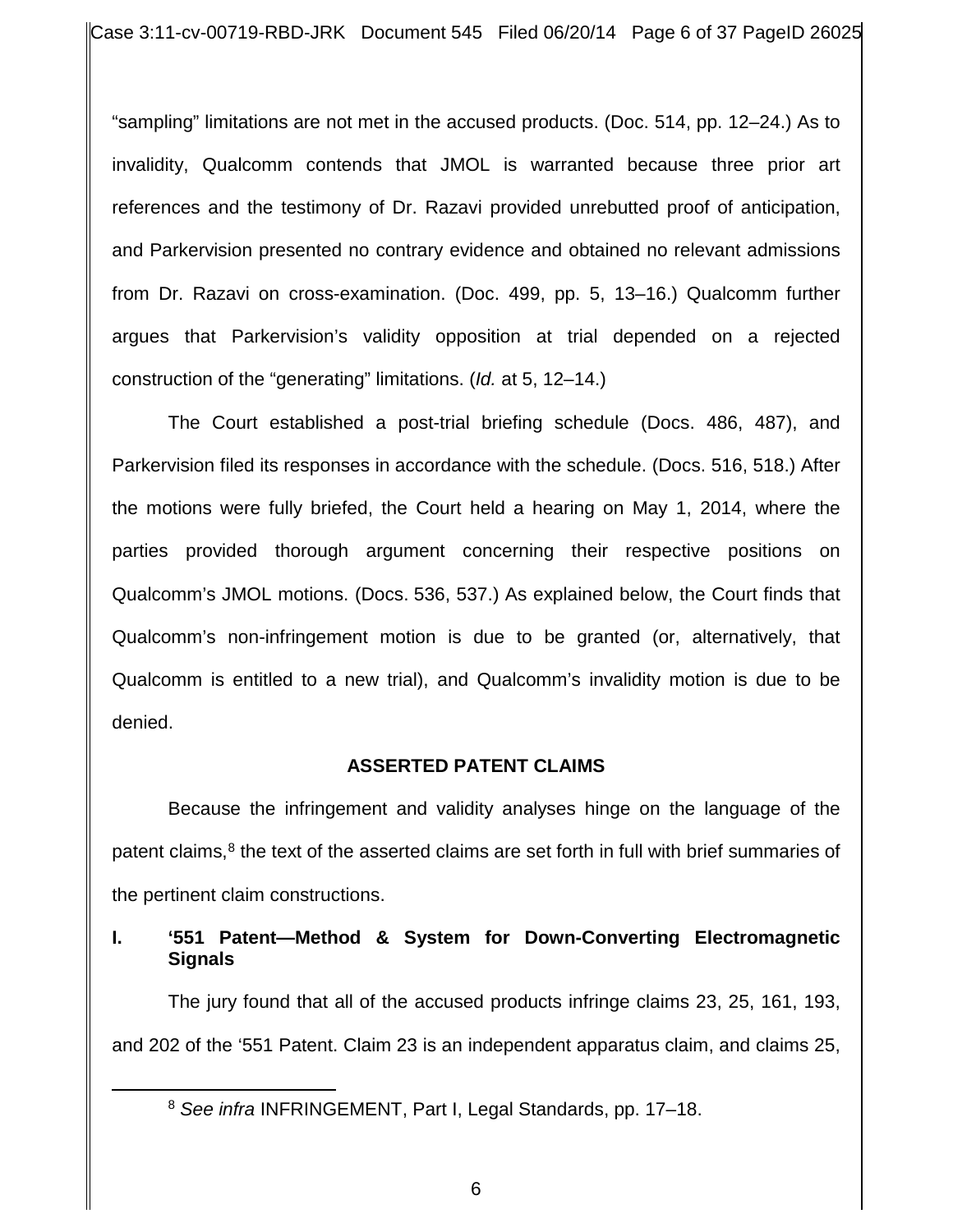"sampling" limitations are not met in the accused products. (Doc. 514, pp. 12–24.) As to invalidity, Qualcomm contends that JMOL is warranted because three prior art references and the testimony of Dr. Razavi provided unrebutted proof of anticipation, and Parkervision presented no contrary evidence and obtained no relevant admissions from Dr. Razavi on cross-examination. (Doc. 499, pp. 5, 13–16.) Qualcomm further argues that Parkervision's validity opposition at trial depended on a rejected construction of the "generating" limitations. (*Id.* at 5, 12–14.)

The Court established a post-trial briefing schedule (Docs. 486, 487), and Parkervision filed its responses in accordance with the schedule. (Docs. 516, 518.) After the motions were fully briefed, the Court held a hearing on May 1, 2014, where the parties provided thorough argument concerning their respective positions on Qualcomm's JMOL motions. (Docs. 536, 537.) As explained below, the Court finds that Qualcomm's non-infringement motion is due to be granted (or, alternatively, that Qualcomm is entitled to a new trial), and Qualcomm's invalidity motion is due to be denied.

## ASSERTED PATENT CLAIMS

Because the infringement and validity analyses hinge on the language of the patent claims,[8] the text of the asserted claims are set forth in full with brief summaries of the pertinent claim constructions.

### I. '551 Patent—Method & System for Down-Converting Electromagnetic Signals

The jury found that all of the accused products infringe claims 23, 25, 161, 193, and 202 of the '551 Patent. Claim 23 is an independent apparatus claim, and claims 25,

[8] *See infra* INFRINGEMENT, Part I, Legal Standards, pp. 17–18.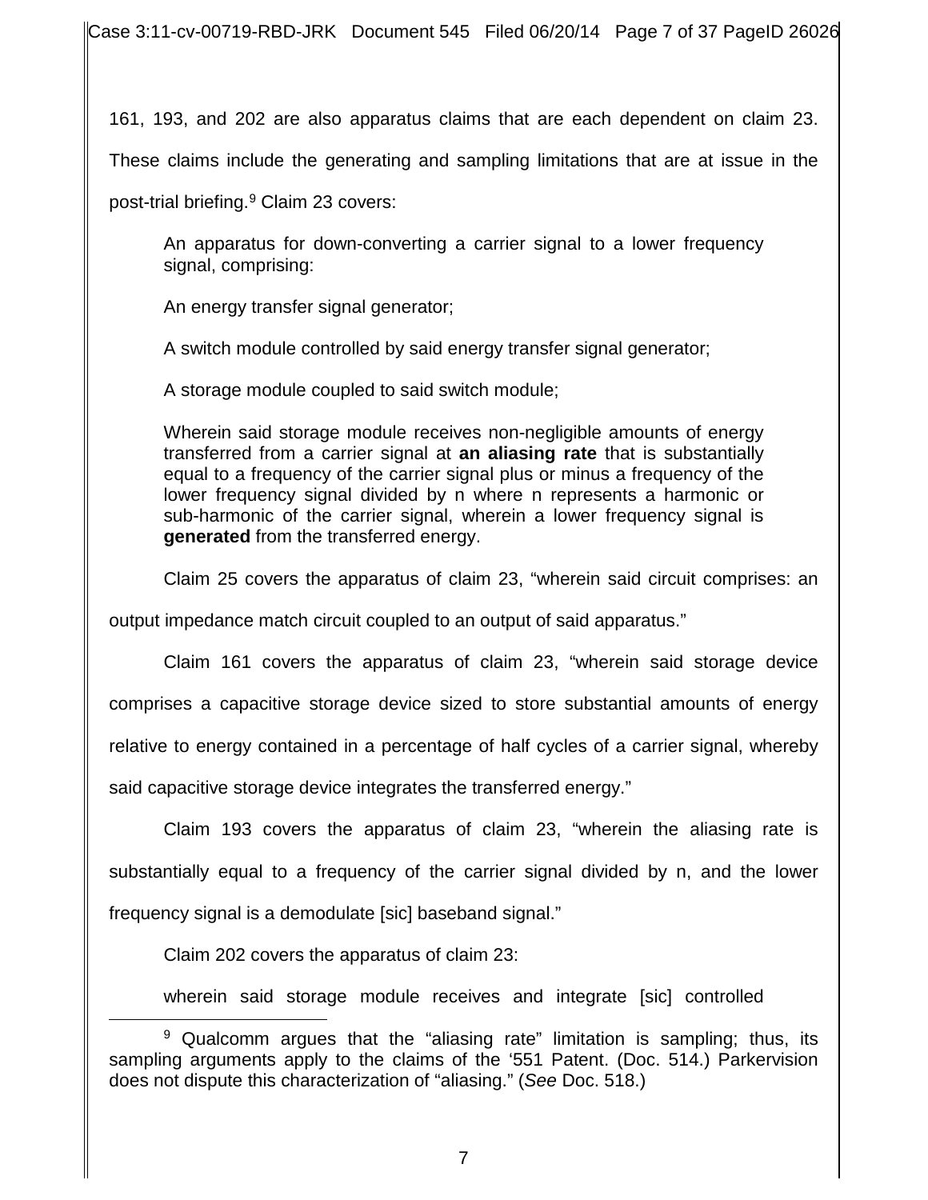161, 193, and 202 are also apparatus claims that are each dependent on claim 23. These claims include the generating and sampling limitations that are at issue in the post-trial briefing.[9] Claim 23 covers:

> An apparatus for down-converting a carrier signal to a lower frequency signal, comprising:
>
> An energy transfer signal generator;
>
> A switch module controlled by said energy transfer signal generator;
>
> A storage module coupled to said switch module;
>
> Wherein said storage module receives non-negligible amounts of energy transferred from a carrier signal at **an aliasing rate** that is substantially equal to a frequency of the carrier signal plus or minus a frequency of the lower frequency signal divided by n where n represents a harmonic or sub-harmonic of the carrier signal, wherein a lower frequency signal is **generated** from the transferred energy.

Claim 25 covers the apparatus of claim 23, "wherein said circuit comprises: an output impedance match circuit coupled to an output of said apparatus."

Claim 161 covers the apparatus of claim 23, "wherein said storage device comprises a capacitive storage device sized to store substantial amounts of energy relative to energy contained in a percentage of half cycles of a carrier signal, whereby said capacitive storage device integrates the transferred energy."

Claim 193 covers the apparatus of claim 23, "wherein the aliasing rate is substantially equal to a frequency of the carrier signal divided by n, and the lower frequency signal is a demodulate [sic] baseband signal."

Claim 202 covers the apparatus of claim 23:

> wherein said storage module receives and integrate [sic] controlled

---

[9] Qualcomm argues that the "aliasing rate" limitation is sampling; thus, its sampling arguments apply to the claims of the '551 Patent. (Doc. 514.) Parkervision does not dispute this characterization of "aliasing." (*See* Doc. 518.)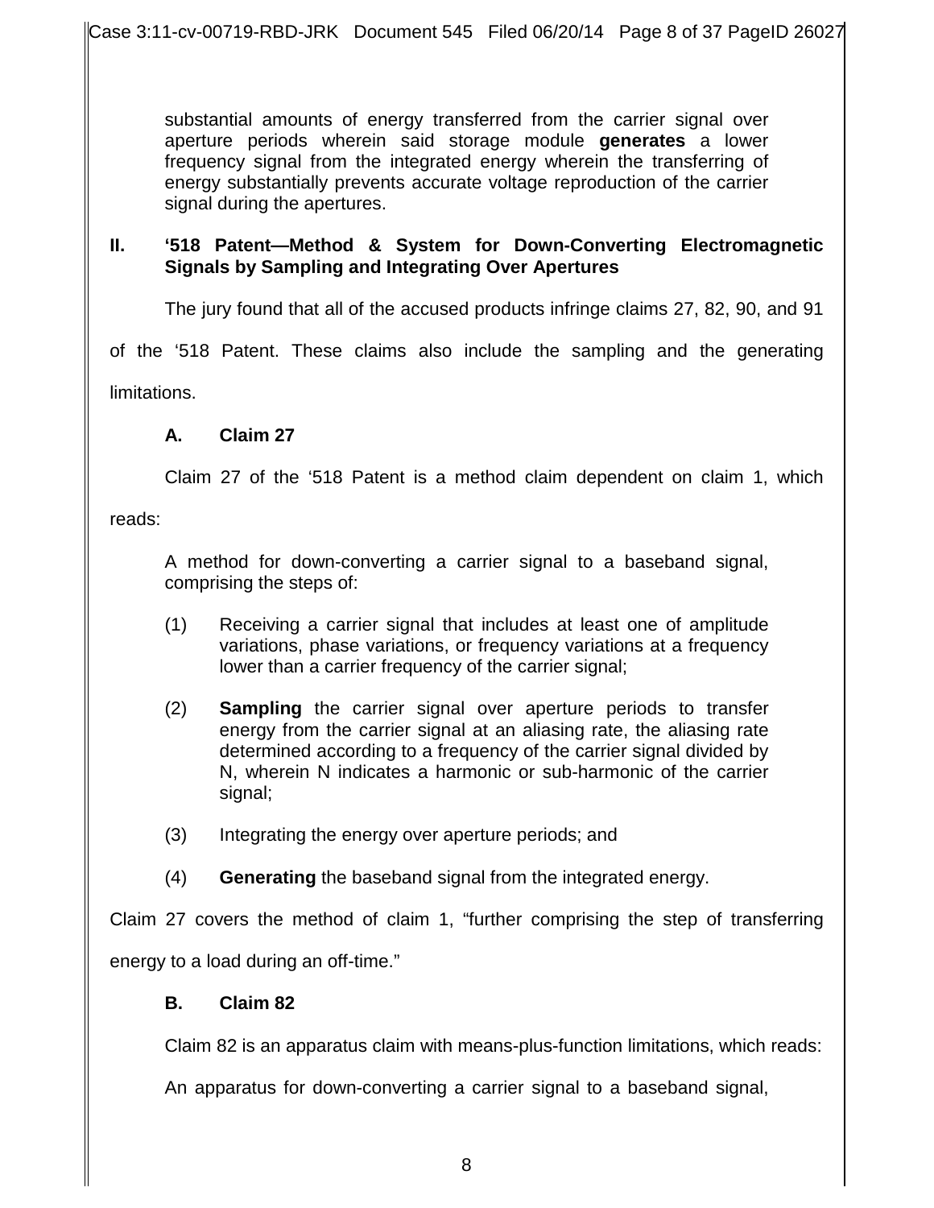> substantial amounts of energy transferred from the carrier signal over aperture periods wherein said storage module **generates** a lower frequency signal from the integrated energy wherein the transferring of energy substantially prevents accurate voltage reproduction of the carrier signal during the apertures.

## II. '518 Patent—Method & System for Down-Converting Electromagnetic Signals by Sampling and Integrating Over Apertures

The jury found that all of the accused products infringe claims 27, 82, 90, and 91 of the '518 Patent. These claims also include the sampling and the generating limitations.

### A. Claim 27

Claim 27 of the '518 Patent is a method claim dependent on claim 1, which reads:

> A method for down-converting a carrier signal to a baseband signal, comprising the steps of:
>
> (1) Receiving a carrier signal that includes at least one of amplitude variations, phase variations, or frequency variations at a frequency lower than a carrier frequency of the carrier signal;
>
> (2) **Sampling** the carrier signal over aperture periods to transfer energy from the carrier signal at an aliasing rate, the aliasing rate determined according to a frequency of the carrier signal divided by N, wherein N indicates a harmonic or sub-harmonic of the carrier signal;
>
> (3) Integrating the energy over aperture periods; and
>
> (4) **Generating** the baseband signal from the integrated energy.

Claim 27 covers the method of claim 1, "further comprising the step of transferring energy to a load during an off-time."

### B. Claim 82

Claim 82 is an apparatus claim with means-plus-function limitations, which reads:

> An apparatus for down-converting a carrier signal to a baseband signal,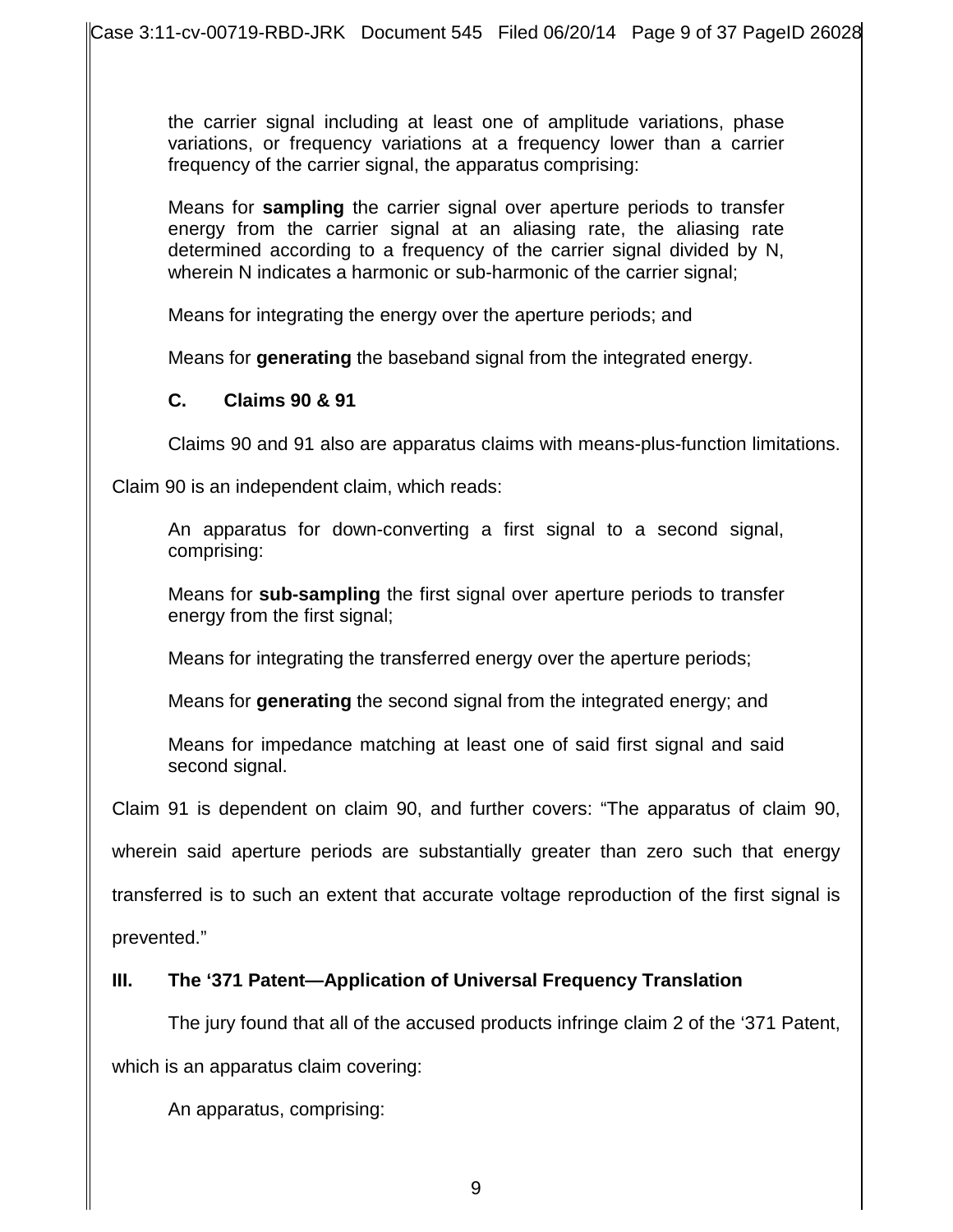> the carrier signal including at least one of amplitude variations, phase variations, or frequency variations at a frequency lower than a carrier frequency of the carrier signal, the apparatus comprising:
>
> Means for **sampling** the carrier signal over aperture periods to transfer energy from the carrier signal at an aliasing rate, the aliasing rate determined according to a frequency of the carrier signal divided by N, wherein N indicates a harmonic or sub-harmonic of the carrier signal;
>
> Means for integrating the energy over the aperture periods; and
>
> Means for **generating** the baseband signal from the integrated energy.

### C. Claims 90 & 91

Claims 90 and 91 also are apparatus claims with means-plus-function limitations. Claim 90 is an independent claim, which reads:

> An apparatus for down-converting a first signal to a second signal, comprising:
>
> Means for **sub-sampling** the first signal over aperture periods to transfer energy from the first signal;
>
> Means for integrating the transferred energy over the aperture periods;
>
> Means for **generating** the second signal from the integrated energy; and
>
> Means for impedance matching at least one of said first signal and said second signal.

Claim 91 is dependent on claim 90, and further covers: "The apparatus of claim 90, wherein said aperture periods are substantially greater than zero such that energy transferred is to such an extent that accurate voltage reproduction of the first signal is prevented."

## III. The '371 Patent—Application of Universal Frequency Translation

The jury found that all of the accused products infringe claim 2 of the '371 Patent, which is an apparatus claim covering:

> An apparatus, comprising: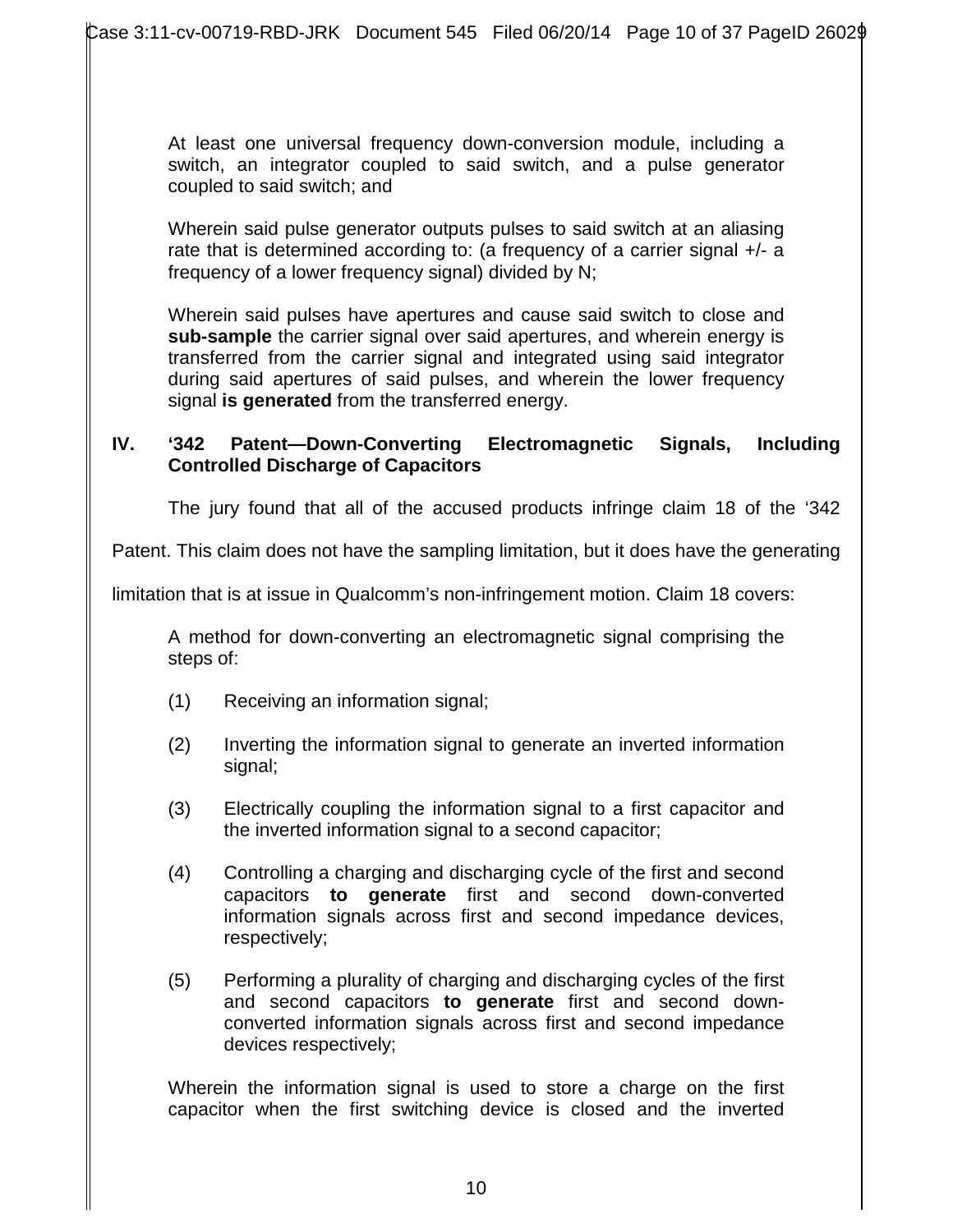> At least one universal frequency down-conversion module, including a switch, an integrator coupled to said switch, and a pulse generator coupled to said switch; and
>
> Wherein said pulse generator outputs pulses to said switch at an aliasing rate that is determined according to: (a frequency of a carrier signal +/- a frequency of a lower frequency signal) divided by N;
>
> Wherein said pulses have apertures and cause said switch to close and **sub-sample** the carrier signal over said apertures, and wherein energy is transferred from the carrier signal and integrated using said integrator during said apertures of said pulses, and wherein the lower frequency signal **is generated** from the transferred energy.

## IV. '342 Patent—Down-Converting Electromagnetic Signals, Including Controlled Discharge of Capacitors

The jury found that all of the accused products infringe claim 18 of the '342 Patent. This claim does not have the sampling limitation, but it does have the generating limitation that is at issue in Qualcomm's non-infringement motion. Claim 18 covers:

> A method for down-converting an electromagnetic signal comprising the steps of:
>
> (1) Receiving an information signal;
>
> (2) Inverting the information signal to generate an inverted information signal;
>
> (3) Electrically coupling the information signal to a first capacitor and the inverted information signal to a second capacitor;
>
> (4) Controlling a charging and discharging cycle of the first and second capacitors **to generate** first and second down-converted information signals across first and second impedance devices, respectively;
>
> (5) Performing a plurality of charging and discharging cycles of the first and second capacitors **to generate** first and second down-converted information signals across first and second impedance devices respectively;
>
> Wherein the information signal is used to store a charge on the first capacitor when the first switching device is closed and the inverted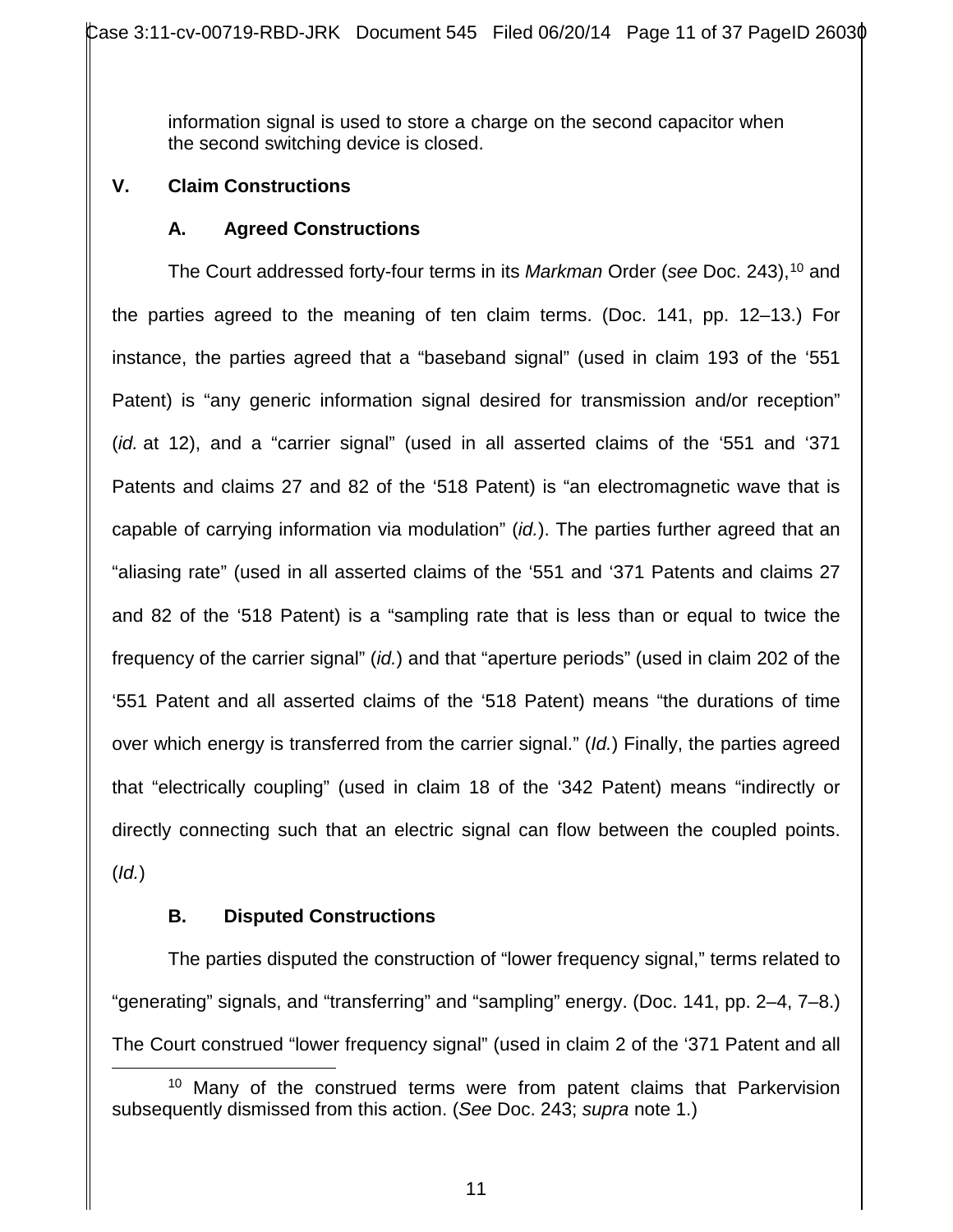information signal is used to store a charge on the second capacitor when the second switching device is closed.

## V. Claim Constructions

### A. Agreed Constructions

The Court addressed forty-four terms in its *Markman* Order (*see* Doc. 243),[10] and the parties agreed to the meaning of ten claim terms. (Doc. 141, pp. 12–13.) For instance, the parties agreed that a "baseband signal" (used in claim 193 of the '551 Patent) is "any generic information signal desired for transmission and/or reception" (*id.* at 12), and a "carrier signal" (used in all asserted claims of the '551 and '371 Patents and claims 27 and 82 of the '518 Patent) is "an electromagnetic wave that is capable of carrying information via modulation" (*id.*). The parties further agreed that an "aliasing rate" (used in all asserted claims of the '551 and '371 Patents and claims 27 and 82 of the '518 Patent) is a "sampling rate that is less than or equal to twice the frequency of the carrier signal" (*id.*) and that "aperture periods" (used in claim 202 of the '551 Patent and all asserted claims of the '518 Patent) means "the durations of time over which energy is transferred from the carrier signal." (*Id.*) Finally, the parties agreed that "electrically coupling" (used in claim 18 of the '342 Patent) means "indirectly or directly connecting such that an electric signal can flow between the coupled points. (*Id.*)

### B. Disputed Constructions

The parties disputed the construction of "lower frequency signal," terms related to "generating" signals, and "transferring" and "sampling" energy. (Doc. 141, pp. 2–4, 7–8.) The Court construed "lower frequency signal" (used in claim 2 of the '371 Patent and all

[10] Many of the construed terms were from patent claims that Parkervision subsequently dismissed from this action. (*See* Doc. 243; *supra* note 1.)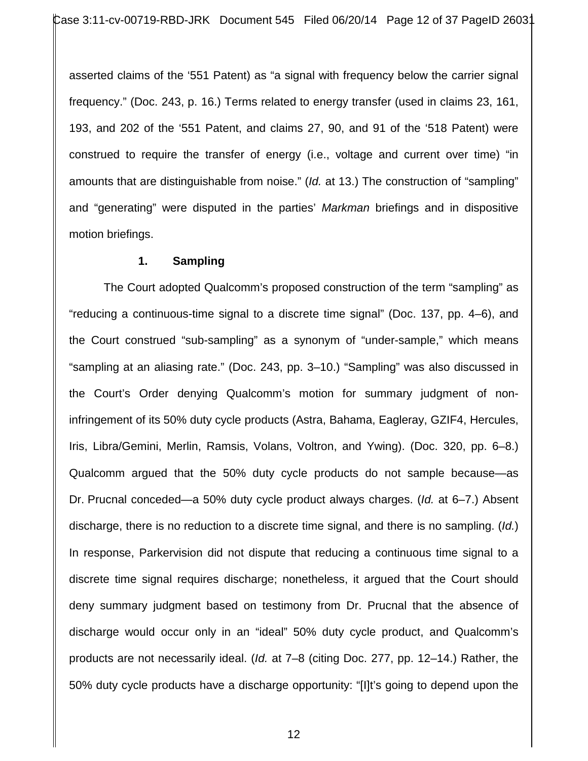asserted claims of the '551 Patent) as "a signal with frequency below the carrier signal frequency." (Doc. 243, p. 16.) Terms related to energy transfer (used in claims 23, 161, 193, and 202 of the '551 Patent, and claims 27, 90, and 91 of the '518 Patent) were construed to require the transfer of energy (i.e., voltage and current over time) "in amounts that are distinguishable from noise." (*Id.* at 13.) The construction of "sampling" and "generating" were disputed in the parties' *Markman* briefings and in dispositive motion briefings.

**1. Sampling**

The Court adopted Qualcomm's proposed construction of the term "sampling" as "reducing a continuous-time signal to a discrete time signal" (Doc. 137, pp. 4–6), and the Court construed "sub-sampling" as a synonym of "under-sample," which means "sampling at an aliasing rate." (Doc. 243, pp. 3–10.) "Sampling" was also discussed in the Court's Order denying Qualcomm's motion for summary judgment of non-infringement of its 50% duty cycle products (Astra, Bahama, Eagleray, GZIF4, Hercules, Iris, Libra/Gemini, Merlin, Ramsis, Volans, Voltron, and Ywing). (Doc. 320, pp. 6–8.) Qualcomm argued that the 50% duty cycle products do not sample because—as Dr. Prucnal conceded—a 50% duty cycle product always charges. (*Id.* at 6–7.) Absent discharge, there is no reduction to a discrete time signal, and there is no sampling. (*Id.*) In response, Parkervision did not dispute that reducing a continuous time signal to a discrete time signal requires discharge; nonetheless, it argued that the Court should deny summary judgment based on testimony from Dr. Prucnal that the absence of discharge would occur only in an "ideal" 50% duty cycle product, and Qualcomm's products are not necessarily ideal. (*Id.* at 7–8 (citing Doc. 277, pp. 12–14.) Rather, the 50% duty cycle products have a discharge opportunity: "[I]t's going to depend upon the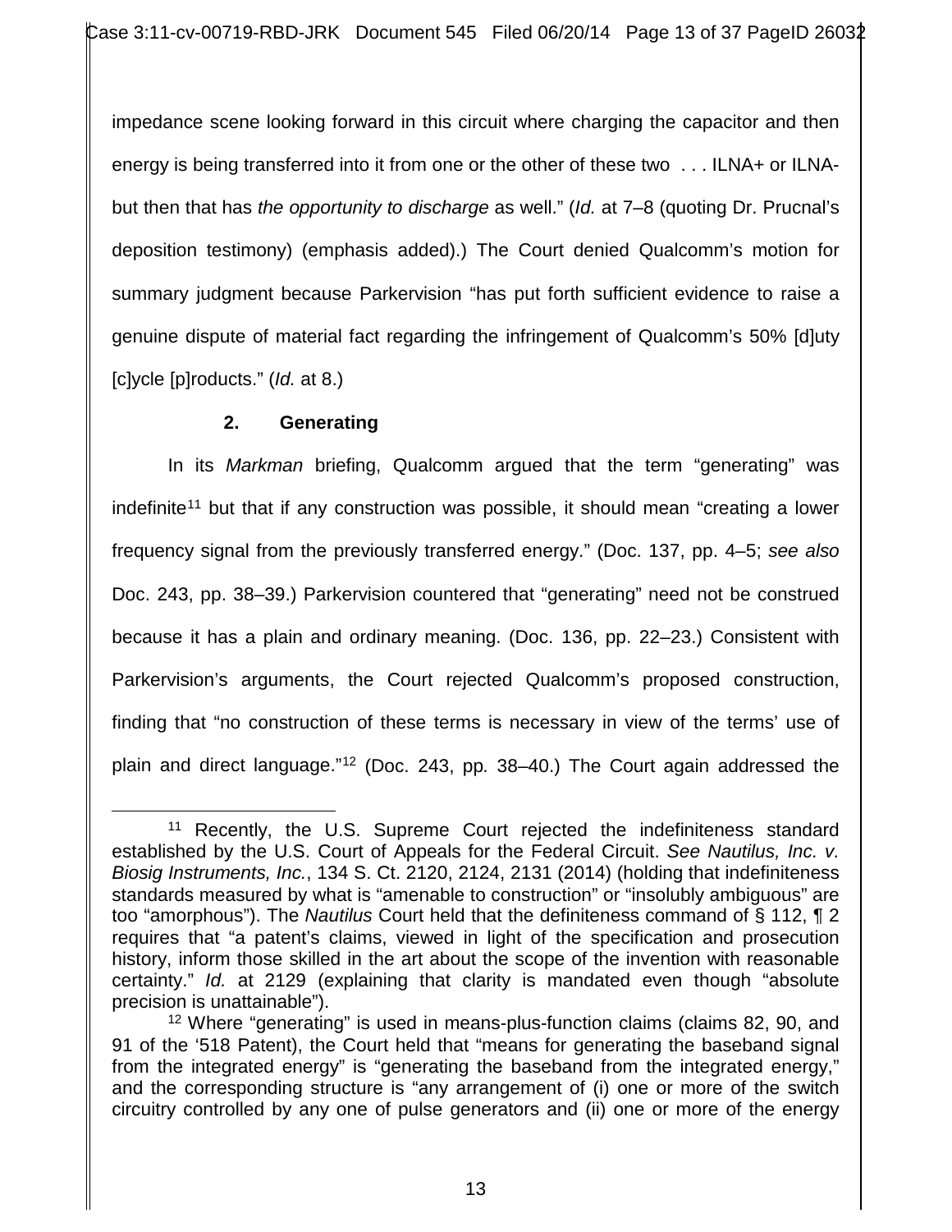impedance scene looking forward in this circuit where charging the capacitor and then energy is being transferred into it from one or the other of these two . . . ILNA+ or ILNA- but then that has *the opportunity to discharge* as well." (*Id.* at 7–8 (quoting Dr. Prucnal's deposition testimony) (emphasis added).) The Court denied Qualcomm's motion for summary judgment because Parkervision "has put forth sufficient evidence to raise a genuine dispute of material fact regarding the infringement of Qualcomm's 50% [d]uty [c]ycle [p]roducts." (*Id.* at 8.)

**2. Generating**

In its *Markman* briefing, Qualcomm argued that the term "generating" was indefinite[11] but that if any construction was possible, it should mean "creating a lower frequency signal from the previously transferred energy." (Doc. 137, pp. 4–5; *see also* Doc. 243, pp. 38–39.) Parkervision countered that "generating" need not be construed because it has a plain and ordinary meaning. (Doc. 136, pp. 22–23.) Consistent with Parkervision's arguments, the Court rejected Qualcomm's proposed construction, finding that "no construction of these terms is necessary in view of the terms' use of plain and direct language."[12] (Doc. 243, pp. 38–40.) The Court again addressed the

---

[11] Recently, the U.S. Supreme Court rejected the indefiniteness standard established by the U.S. Court of Appeals for the Federal Circuit. *See Nautilus, Inc. v. Biosig Instruments, Inc.*, 134 S. Ct. 2120, 2124, 2131 (2014) (holding that indefiniteness standards measured by what is "amenable to construction" or "insolubly ambiguous" are too "amorphous"). The *Nautilus* Court held that the definiteness command of § 112, ¶ 2 requires that "a patent's claims, viewed in light of the specification and prosecution history, inform those skilled in the art about the scope of the invention with reasonable certainty." *Id.* at 2129 (explaining that clarity is mandated even though "absolute precision is unattainable").

[12] Where "generating" is used in means-plus-function claims (claims 82, 90, and 91 of the '518 Patent), the Court held that "means for generating the baseband signal from the integrated energy" is "generating the baseband from the integrated energy," and the corresponding structure is "any arrangement of (i) one or more of the switch circuitry controlled by any one of pulse generators and (ii) one or more of the energy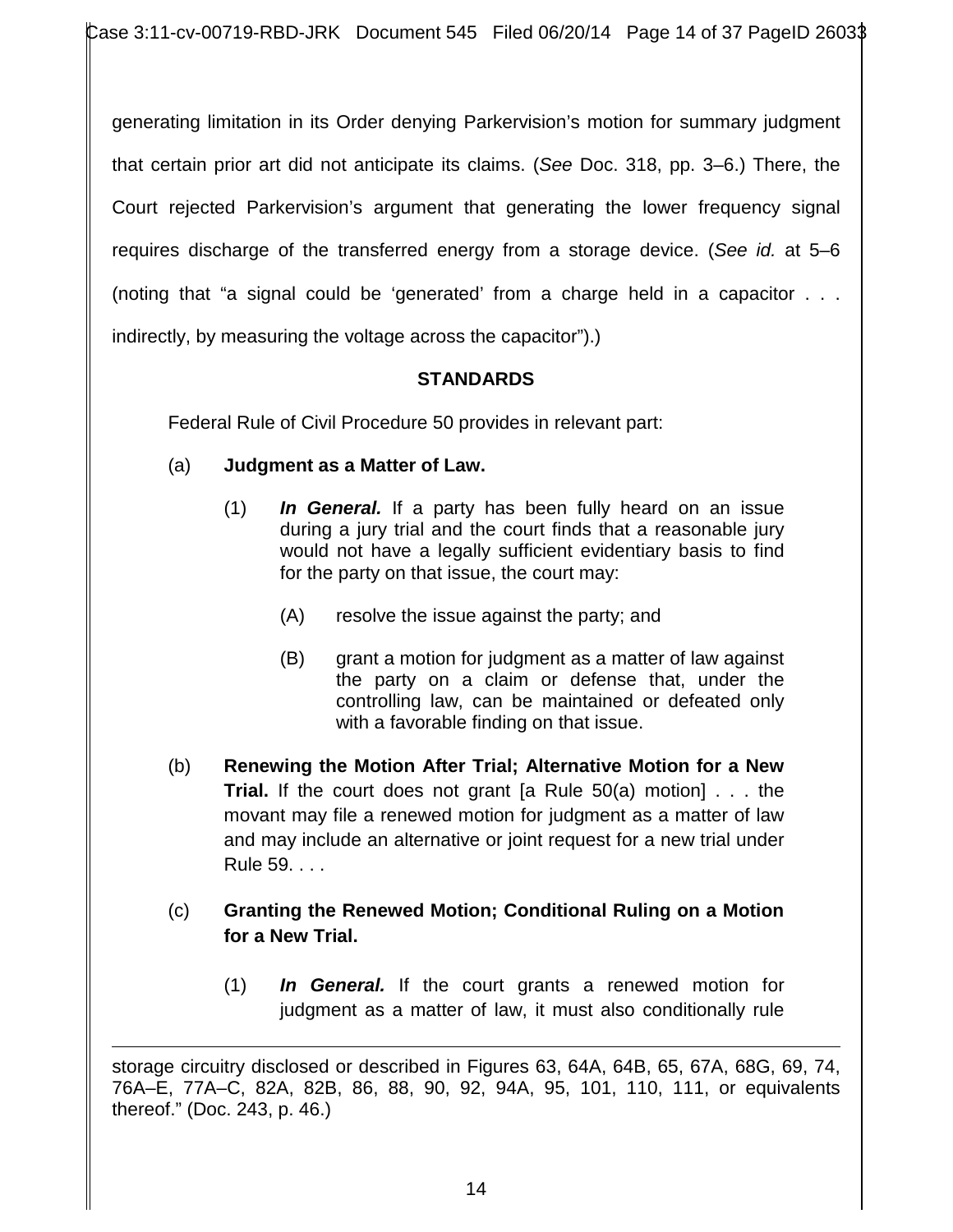generating limitation in its Order denying Parkervision's motion for summary judgment that certain prior art did not anticipate its claims. (*See* Doc. 318, pp. 3–6.) There, the Court rejected Parkervision's argument that generating the lower frequency signal requires discharge of the transferred energy from a storage device. (*See id.* at 5–6 (noting that "a signal could be 'generated' from a charge held in a capacitor . . . indirectly, by measuring the voltage across the capacitor").)

**STANDARDS**

Federal Rule of Civil Procedure 50 provides in relevant part:

> (a) **Judgment as a Matter of Law.**
>
> > (1) ***In General.*** If a party has been fully heard on an issue during a jury trial and the court finds that a reasonable jury would not have a legally sufficient evidentiary basis to find for the party on that issue, the court may:
> >
> > > (A) resolve the issue against the party; and
> > >
> > > (B) grant a motion for judgment as a matter of law against the party on a claim or defense that, under the controlling law, can be maintained or defeated only with a favorable finding on that issue.
>
> (b) **Renewing the Motion After Trial; Alternative Motion for a New Trial.** If the court does not grant [a Rule 50(a) motion] . . . the movant may file a renewed motion for judgment as a matter of law and may include an alternative or joint request for a new trial under Rule 59. . . .
>
> (c) **Granting the Renewed Motion; Conditional Ruling on a Motion for a New Trial.**
>
> > (1) ***In General.*** If the court grants a renewed motion for judgment as a matter of law, it must also conditionally rule

---

storage circuitry disclosed or described in Figures 63, 64A, 64B, 65, 67A, 68G, 69, 74, 76A–E, 77A–C, 82A, 82B, 86, 88, 90, 92, 94A, 95, 101, 110, 111, or equivalents thereof." (Doc. 243, p. 46.)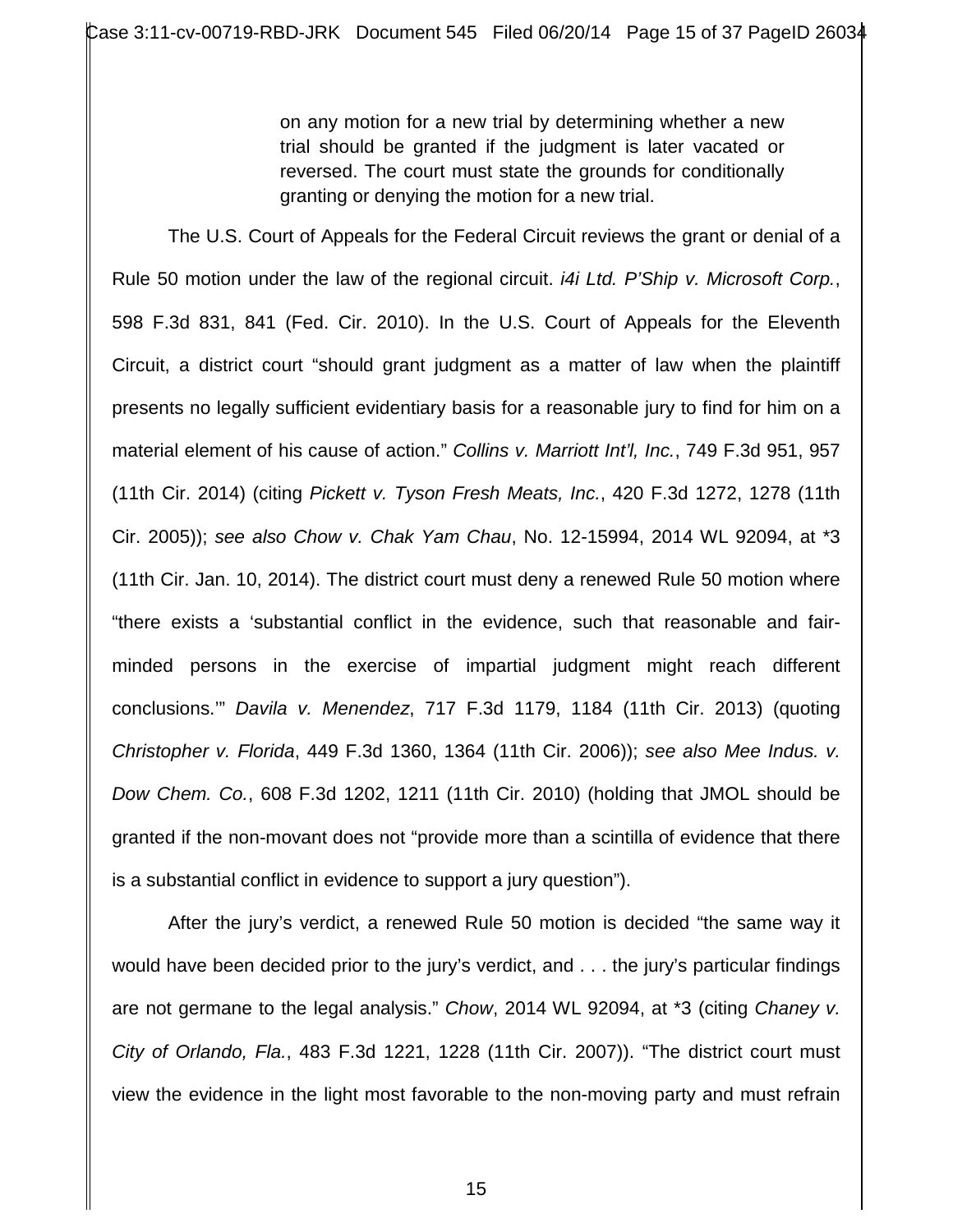> on any motion for a new trial by determining whether a new trial should be granted if the judgment is later vacated or reversed. The court must state the grounds for conditionally granting or denying the motion for a new trial.

The U.S. Court of Appeals for the Federal Circuit reviews the grant or denial of a Rule 50 motion under the law of the regional circuit. *i4i Ltd. P'Ship v. Microsoft Corp.*, 598 F.3d 831, 841 (Fed. Cir. 2010). In the U.S. Court of Appeals for the Eleventh Circuit, a district court "should grant judgment as a matter of law when the plaintiff presents no legally sufficient evidentiary basis for a reasonable jury to find for him on a material element of his cause of action." *Collins v. Marriott Int'l, Inc.*, 749 F.3d 951, 957 (11th Cir. 2014) (citing *Pickett v. Tyson Fresh Meats, Inc.*, 420 F.3d 1272, 1278 (11th Cir. 2005)); *see also Chow v. Chak Yam Chau*, No. 12-15994, 2014 WL 92094, at *3 (11th Cir. Jan. 10, 2014). The district court must deny a renewed Rule 50 motion where "there exists a 'substantial conflict in the evidence, such that reasonable and fair-minded persons in the exercise of impartial judgment might reach different conclusions.'" *Davila v. Menendez*, 717 F.3d 1179, 1184 (11th Cir. 2013) (quoting *Christopher v. Florida*, 449 F.3d 1360, 1364 (11th Cir. 2006)); *see also Mee Indus. v. Dow Chem. Co.*, 608 F.3d 1202, 1211 (11th Cir. 2010) (holding that JMOL should be granted if the non-movant does not "provide more than a scintilla of evidence that there is a substantial conflict in evidence to support a jury question").

After the jury's verdict, a renewed Rule 50 motion is decided "the same way it would have been decided prior to the jury's verdict, and . . . the jury's particular findings are not germane to the legal analysis." *Chow*, 2014 WL 92094, at *3 (citing *Chaney v. City of Orlando, Fla.*, 483 F.3d 1221, 1228 (11th Cir. 2007)). "The district court must view the evidence in the light most favorable to the non-moving party and must refrain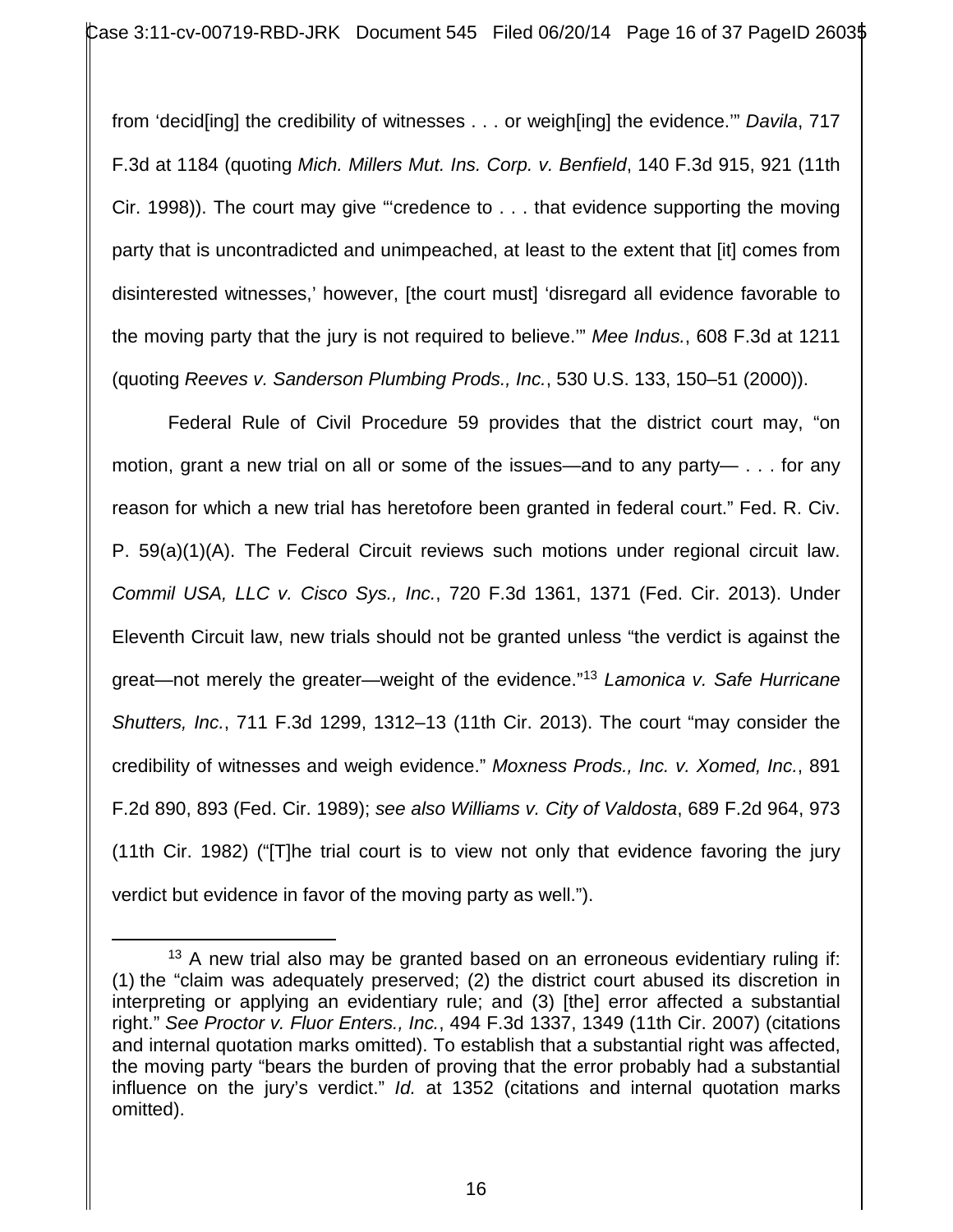from 'decid[ing] the credibility of witnesses . . . or weigh[ing] the evidence.'" *Davila*, 717 F.3d at 1184 (quoting *Mich. Millers Mut. Ins. Corp. v. Benfield*, 140 F.3d 915, 921 (11th Cir. 1998)). The court may give "'credence to . . . that evidence supporting the moving party that is uncontradicted and unimpeached, at least to the extent that [it] comes from disinterested witnesses,' however, [the court must] 'disregard all evidence favorable to the moving party that the jury is not required to believe.'" *Mee Indus.*, 608 F.3d at 1211 (quoting *Reeves v. Sanderson Plumbing Prods., Inc.*, 530 U.S. 133, 150–51 (2000)).

Federal Rule of Civil Procedure 59 provides that the district court may, "on motion, grant a new trial on all or some of the issues—and to any party— . . . for any reason for which a new trial has heretofore been granted in federal court." Fed. R. Civ. P. 59(a)(1)(A). The Federal Circuit reviews such motions under regional circuit law. *Commil USA, LLC v. Cisco Sys., Inc.*, 720 F.3d 1361, 1371 (Fed. Cir. 2013). Under Eleventh Circuit law, new trials should not be granted unless "the verdict is against the great—not merely the greater—weight of the evidence."[13] *Lamonica v. Safe Hurricane Shutters, Inc.*, 711 F.3d 1299, 1312–13 (11th Cir. 2013). The court "may consider the credibility of witnesses and weigh evidence." *Moxness Prods., Inc. v. Xomed, Inc.*, 891 F.2d 890, 893 (Fed. Cir. 1989); *see also Williams v. City of Valdosta*, 689 F.2d 964, 973 (11th Cir. 1982) ("[T]he trial court is to view not only that evidence favoring the jury verdict but evidence in favor of the moving party as well.").

---

[13] A new trial also may be granted based on an erroneous evidentiary ruling if: (1) the "claim was adequately preserved; (2) the district court abused its discretion in interpreting or applying an evidentiary rule; and (3) [the] error affected a substantial right." *See Proctor v. Fluor Enters., Inc.*, 494 F.3d 1337, 1349 (11th Cir. 2007) (citations and internal quotation marks omitted). To establish that a substantial right was affected, the moving party "bears the burden of proving that the error probably had a substantial influence on the jury's verdict." *Id.* at 1352 (citations and internal quotation marks omitted).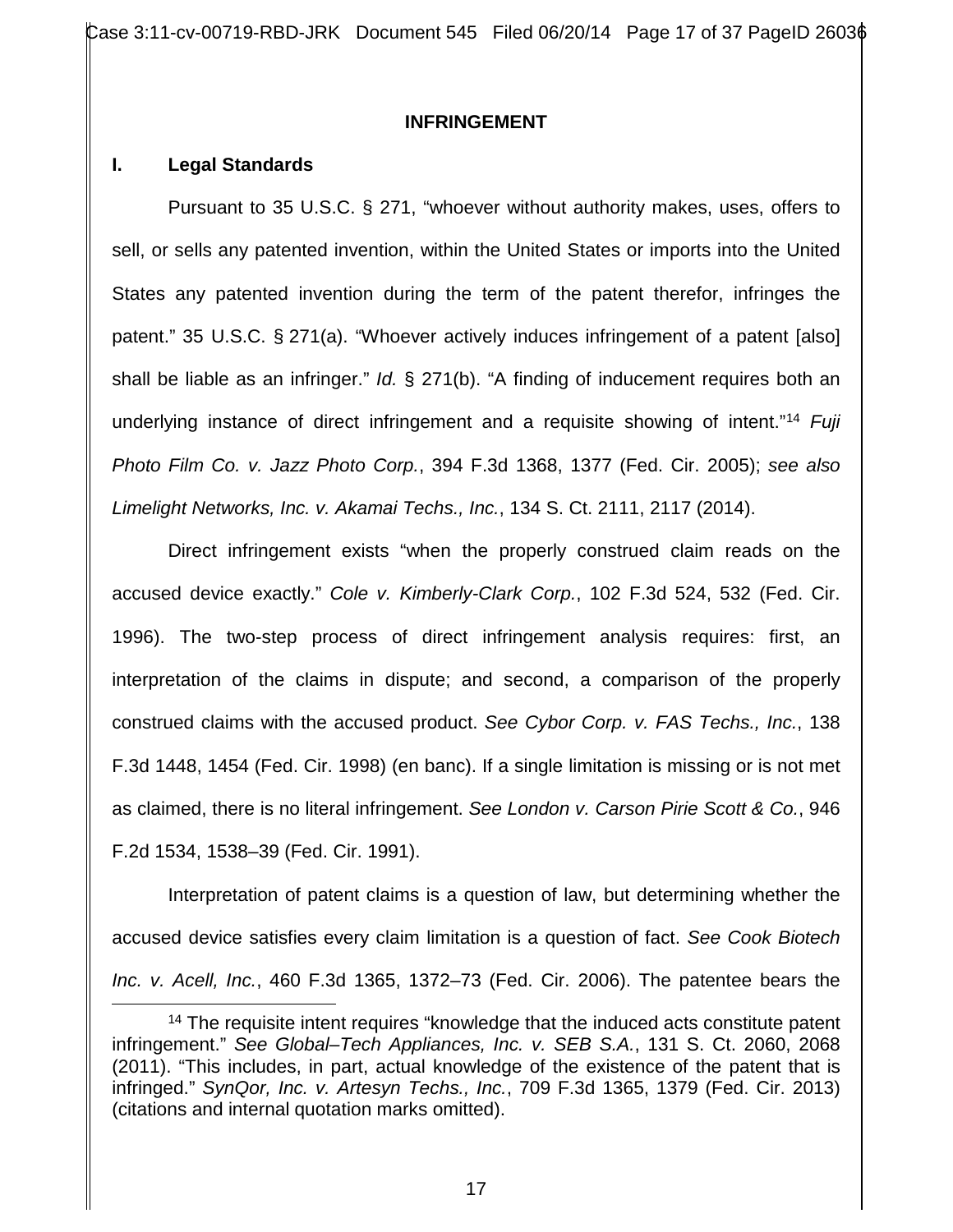## INFRINGEMENT

### I. Legal Standards

Pursuant to 35 U.S.C. § 271, "whoever without authority makes, uses, offers to sell, or sells any patented invention, within the United States or imports into the United States any patented invention during the term of the patent therefor, infringes the patent." 35 U.S.C. § 271(a). "Whoever actively induces infringement of a patent [also] shall be liable as an infringer." *Id.* § 271(b). "A finding of inducement requires both an underlying instance of direct infringement and a requisite showing of intent."[14] *Fuji Photo Film Co. v. Jazz Photo Corp.*, 394 F.3d 1368, 1377 (Fed. Cir. 2005); *see also Limelight Networks, Inc. v. Akamai Techs., Inc.*, 134 S. Ct. 2111, 2117 (2014).

Direct infringement exists "when the properly construed claim reads on the accused device exactly." *Cole v. Kimberly-Clark Corp.*, 102 F.3d 524, 532 (Fed. Cir. 1996). The two-step process of direct infringement analysis requires: first, an interpretation of the claims in dispute; and second, a comparison of the properly construed claims with the accused product. *See Cybor Corp. v. FAS Techs., Inc.*, 138 F.3d 1448, 1454 (Fed. Cir. 1998) (en banc). If a single limitation is missing or is not met as claimed, there is no literal infringement. *See London v. Carson Pirie Scott & Co.*, 946 F.2d 1534, 1538–39 (Fed. Cir. 1991).

Interpretation of patent claims is a question of law, but determining whether the accused device satisfies every claim limitation is a question of fact. *See Cook Biotech Inc. v. Acell, Inc.*, 460 F.3d 1365, 1372–73 (Fed. Cir. 2006). The patentee bears the

---

[14] The requisite intent requires "knowledge that the induced acts constitute patent infringement." *See Global–Tech Appliances, Inc. v. SEB S.A.*, 131 S. Ct. 2060, 2068 (2011). "This includes, in part, actual knowledge of the existence of the patent that is infringed." *SynQor, Inc. v. Artesyn Techs., Inc.*, 709 F.3d 1365, 1379 (Fed. Cir. 2013) (citations and internal quotation marks omitted).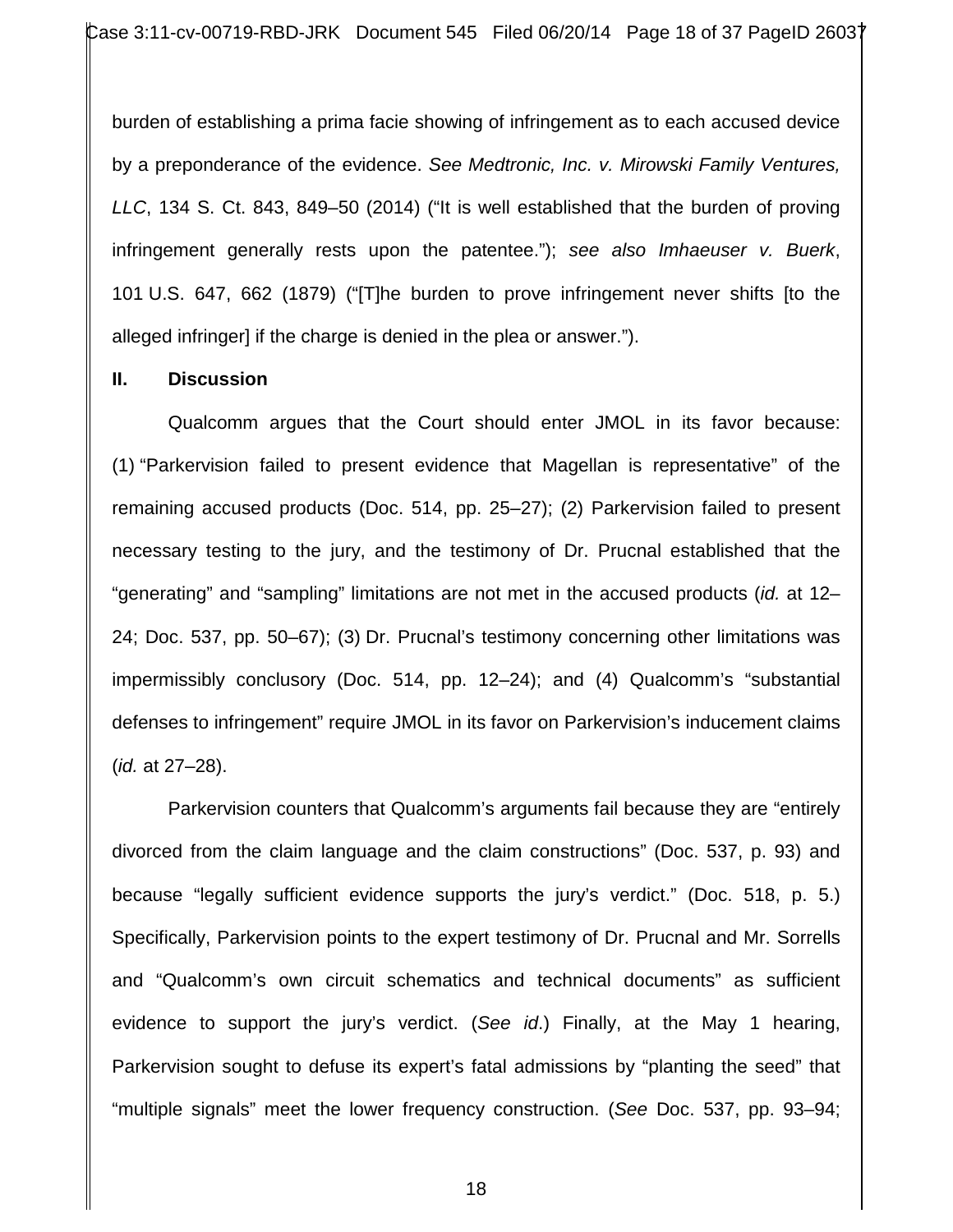burden of establishing a prima facie showing of infringement as to each accused device by a preponderance of the evidence. *See Medtronic, Inc. v. Mirowski Family Ventures, LLC*, 134 S. Ct. 843, 849–50 (2014) ("It is well established that the burden of proving infringement generally rests upon the patentee."); *see also Imhaeuser v. Buerk*, 101 U.S. 647, 662 (1879) ("[T]he burden to prove infringement never shifts [to the alleged infringer] if the charge is denied in the plea or answer.").

## II. Discussion

Qualcomm argues that the Court should enter JMOL in its favor because: (1) "Parkervision failed to present evidence that Magellan is representative" of the remaining accused products (Doc. 514, pp. 25–27); (2) Parkervision failed to present necessary testing to the jury, and the testimony of Dr. Prucnal established that the "generating" and "sampling" limitations are not met in the accused products (*id.* at 12–24; Doc. 537, pp. 50–67); (3) Dr. Prucnal's testimony concerning other limitations was impermissibly conclusory (Doc. 514, pp. 12–24); and (4) Qualcomm's "substantial defenses to infringement" require JMOL in its favor on Parkervision's inducement claims (*id.* at 27–28).

Parkervision counters that Qualcomm's arguments fail because they are "entirely divorced from the claim language and the claim constructions" (Doc. 537, p. 93) and because "legally sufficient evidence supports the jury's verdict." (Doc. 518, p. 5.) Specifically, Parkervision points to the expert testimony of Dr. Prucnal and Mr. Sorrells and "Qualcomm's own circuit schematics and technical documents" as sufficient evidence to support the jury's verdict. (*See id.*) Finally, at the May 1 hearing, Parkervision sought to defuse its expert's fatal admissions by "planting the seed" that "multiple signals" meet the lower frequency construction. (*See* Doc. 537, pp. 93–94;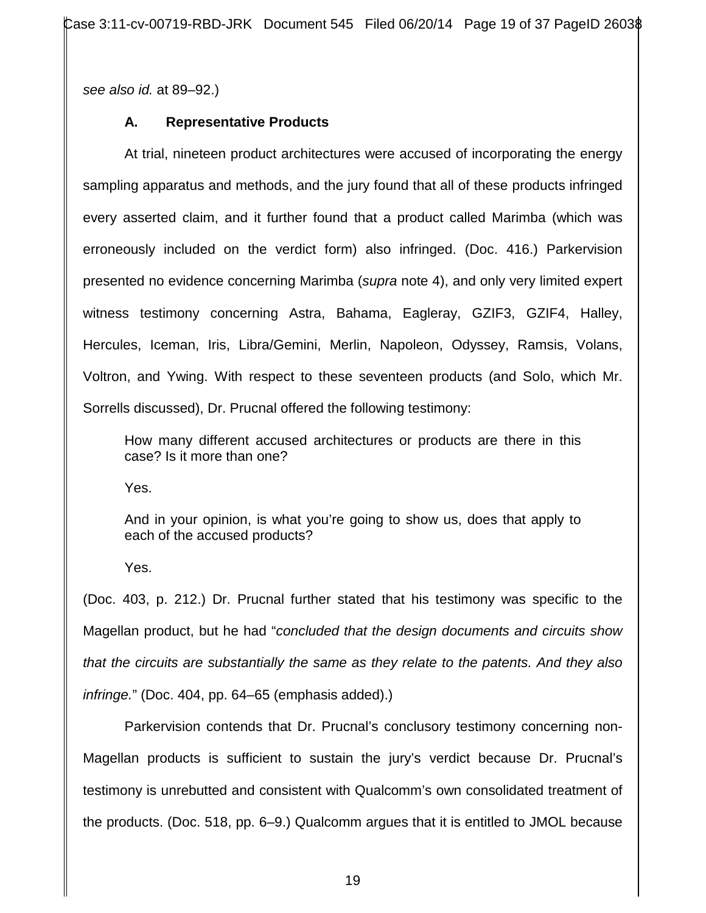*see also id.* at 89–92.)

### A. Representative Products

At trial, nineteen product architectures were accused of incorporating the energy sampling apparatus and methods, and the jury found that all of these products infringed every asserted claim, and it further found that a product called Marimba (which was erroneously included on the verdict form) also infringed. (Doc. 416.) Parkervision presented no evidence concerning Marimba (*supra* note 4), and only very limited expert witness testimony concerning Astra, Bahama, Eagleray, GZIF3, GZIF4, Halley, Hercules, Iceman, Iris, Libra/Gemini, Merlin, Napoleon, Odyssey, Ramsis, Volans, Voltron, and Ywing. With respect to these seventeen products (and Solo, which Mr. Sorrells discussed), Dr. Prucnal offered the following testimony:

> How many different accused architectures or products are there in this case? Is it more than one?
>
> Yes.
>
> And in your opinion, is what you're going to show us, does that apply to each of the accused products?
>
> Yes.

(Doc. 403, p. 212.) Dr. Prucnal further stated that his testimony was specific to the Magellan product, but he had "*concluded that the design documents and circuits show that the circuits are substantially the same as they relate to the patents. And they also infringe.*" (Doc. 404, pp. 64–65 (emphasis added).)

Parkervision contends that Dr. Prucnal's conclusory testimony concerning non-Magellan products is sufficient to sustain the jury's verdict because Dr. Prucnal's testimony is unrebutted and consistent with Qualcomm's own consolidated treatment of the products. (Doc. 518, pp. 6–9.) Qualcomm argues that it is entitled to JMOL because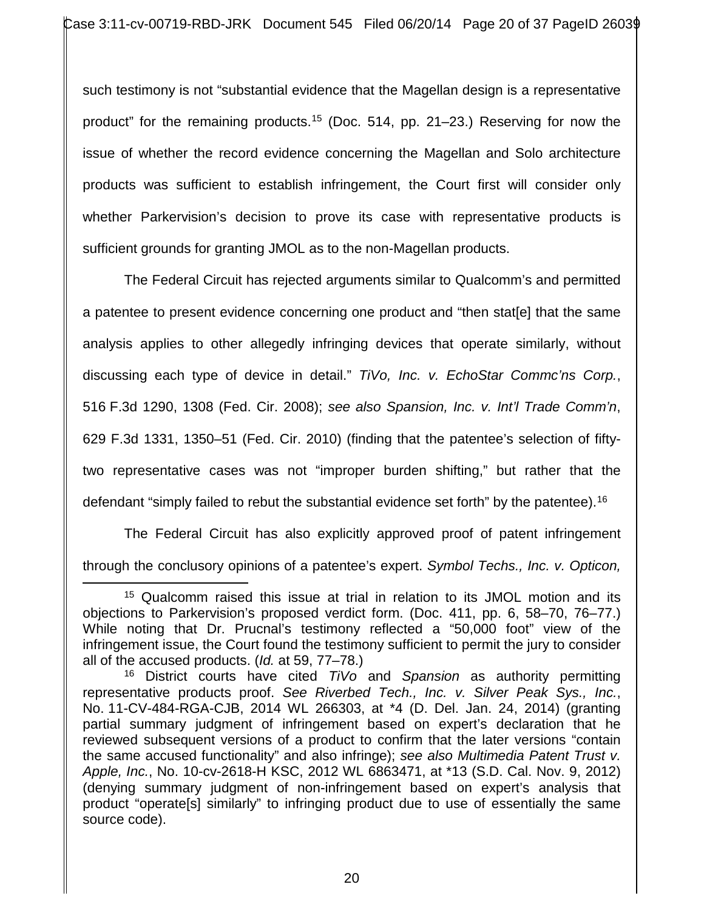such testimony is not "substantial evidence that the Magellan design is a representative product" for the remaining products.[15] (Doc. 514, pp. 21–23.) Reserving for now the issue of whether the record evidence concerning the Magellan and Solo architecture products was sufficient to establish infringement, the Court first will consider only whether Parkervision's decision to prove its case with representative products is sufficient grounds for granting JMOL as to the non-Magellan products.

The Federal Circuit has rejected arguments similar to Qualcomm's and permitted a patentee to present evidence concerning one product and "then stat[e] that the same analysis applies to other allegedly infringing devices that operate similarly, without discussing each type of device in detail." *TiVo, Inc. v. EchoStar Commc'ns Corp.*, 516 F.3d 1290, 1308 (Fed. Cir. 2008); *see also Spansion, Inc. v. Int'l Trade Comm'n*, 629 F.3d 1331, 1350–51 (Fed. Cir. 2010) (finding that the patentee's selection of fifty-two representative cases was not "improper burden shifting," but rather that the defendant "simply failed to rebut the substantial evidence set forth" by the patentee).[16]

The Federal Circuit has also explicitly approved proof of patent infringement through the conclusory opinions of a patentee's expert. *Symbol Techs., Inc. v. Opticon,*

---

[15] Qualcomm raised this issue at trial in relation to its JMOL motion and its objections to Parkervision's proposed verdict form. (Doc. 411, pp. 6, 58–70, 76–77.) While noting that Dr. Prucnal's testimony reflected a "50,000 foot" view of the infringement issue, the Court found the testimony sufficient to permit the jury to consider all of the accused products. (*Id.* at 59, 77–78.)

[16] District courts have cited *TiVo* and *Spansion* as authority permitting representative products proof. *See Riverbed Tech., Inc. v. Silver Peak Sys., Inc.*, No. 11-CV-484-RGA-CJB, 2014 WL 266303, at *4 (D. Del. Jan. 24, 2014) (granting partial summary judgment of infringement based on expert's declaration that he reviewed subsequent versions of a product to confirm that the later versions "contain the same accused functionality" and also infringe); *see also Multimedia Patent Trust v. Apple, Inc.*, No. 10-cv-2618-H KSC, 2012 WL 6863471, at *13 (S.D. Cal. Nov. 9, 2012) (denying summary judgment of non-infringement based on expert's analysis that product "operate[s] similarly" to infringing product due to use of essentially the same source code).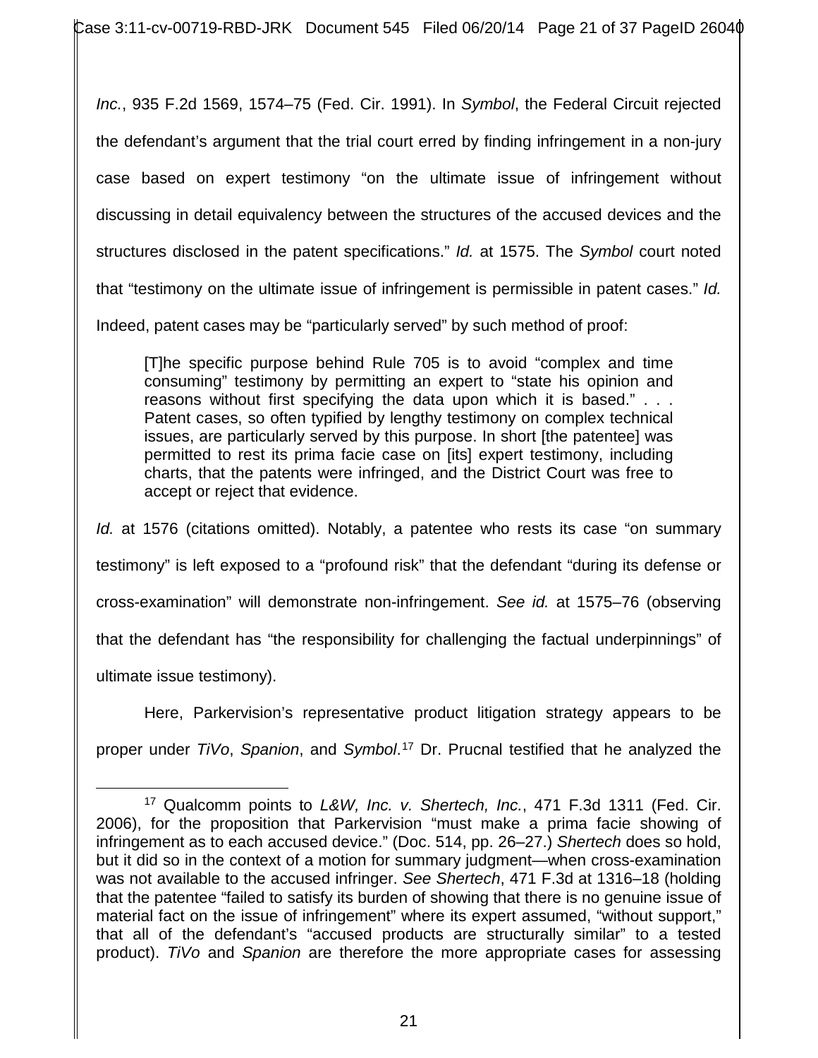*Inc.*, 935 F.2d 1569, 1574–75 (Fed. Cir. 1991). In *Symbol*, the Federal Circuit rejected the defendant's argument that the trial court erred by finding infringement in a non-jury case based on expert testimony "on the ultimate issue of infringement without discussing in detail equivalency between the structures of the accused devices and the structures disclosed in the patent specifications." *Id.* at 1575. The *Symbol* court noted that "testimony on the ultimate issue of infringement is permissible in patent cases." *Id.* Indeed, patent cases may be "particularly served" by such method of proof:

> [T]he specific purpose behind Rule 705 is to avoid "complex and time consuming" testimony by permitting an expert to "state his opinion and reasons without first specifying the data upon which it is based." . . . Patent cases, so often typified by lengthy testimony on complex technical issues, are particularly served by this purpose. In short [the patentee] was permitted to rest its prima facie case on [its] expert testimony, including charts, that the patents were infringed, and the District Court was free to accept or reject that evidence.

*Id.* at 1576 (citations omitted). Notably, a patentee who rests its case "on summary testimony" is left exposed to a "profound risk" that the defendant "during its defense or cross-examination" will demonstrate non-infringement. *See id.* at 1575–76 (observing that the defendant has "the responsibility for challenging the factual underpinnings" of ultimate issue testimony).

Here, Parkervision's representative product litigation strategy appears to be proper under *TiVo*, *Spanion*, and *Symbol*.[17] Dr. Prucnal testified that he analyzed the

---

[17] Qualcomm points to *L&W, Inc. v. Shertech, Inc.*, 471 F.3d 1311 (Fed. Cir. 2006), for the proposition that Parkervision "must make a prima facie showing of infringement as to each accused device." (Doc. 514, pp. 26–27.) *Shertech* does so hold, but it did so in the context of a motion for summary judgment—when cross-examination was not available to the accused infringer. *See Shertech*, 471 F.3d at 1316–18 (holding that the patentee "failed to satisfy its burden of showing that there is no genuine issue of material fact on the issue of infringement" where its expert assumed, "without support," that all of the defendant's "accused products are structurally similar" to a tested product). *TiVo* and *Spanion* are therefore the more appropriate cases for assessing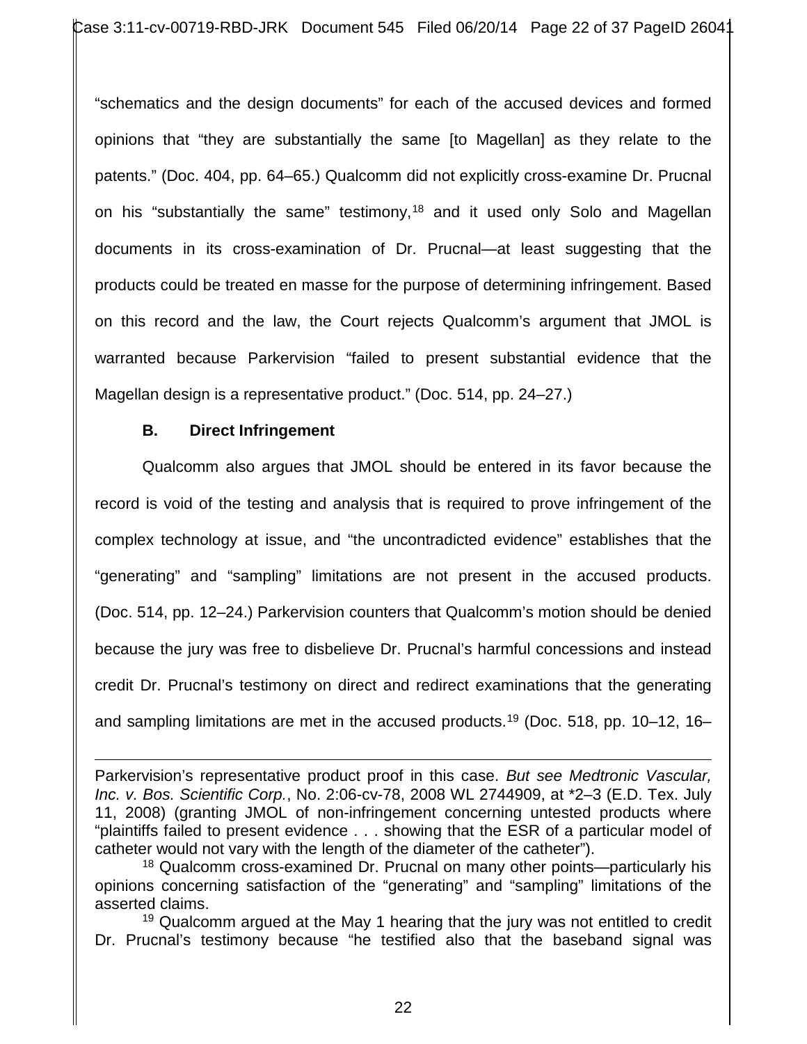"schematics and the design documents" for each of the accused devices and formed opinions that "they are substantially the same [to Magellan] as they relate to the patents." (Doc. 404, pp. 64–65.) Qualcomm did not explicitly cross-examine Dr. Prucnal on his "substantially the same" testimony,[18] and it used only Solo and Magellan documents in its cross-examination of Dr. Prucnal—at least suggesting that the products could be treated en masse for the purpose of determining infringement. Based on this record and the law, the Court rejects Qualcomm's argument that JMOL is warranted because Parkervision "failed to present substantial evidence that the Magellan design is a representative product." (Doc. 514, pp. 24–27.)

**B. Direct Infringement**

Qualcomm also argues that JMOL should be entered in its favor because the record is void of the testing and analysis that is required to prove infringement of the complex technology at issue, and "the uncontradicted evidence" establishes that the "generating" and "sampling" limitations are not present in the accused products. (Doc. 514, pp. 12–24.) Parkervision counters that Qualcomm's motion should be denied because the jury was free to disbelieve Dr. Prucnal's harmful concessions and instead credit Dr. Prucnal's testimony on direct and redirect examinations that the generating and sampling limitations are met in the accused products.[19] (Doc. 518, pp. 10–12, 16–

---

Parkervision's representative product proof in this case. *But see Medtronic Vascular, Inc. v. Bos. Scientific Corp.*, No. 2:06-cv-78, 2008 WL 2744909, at *2–3 (E.D. Tex. July 11, 2008) (granting JMOL of non-infringement concerning untested products where "plaintiffs failed to present evidence . . . showing that the ESR of a particular model of catheter would not vary with the length of the diameter of the catheter").

[18] Qualcomm cross-examined Dr. Prucnal on many other points—particularly his opinions concerning satisfaction of the "generating" and "sampling" limitations of the asserted claims.

[19] Qualcomm argued at the May 1 hearing that the jury was not entitled to credit Dr. Prucnal's testimony because "he testified also that the baseband signal was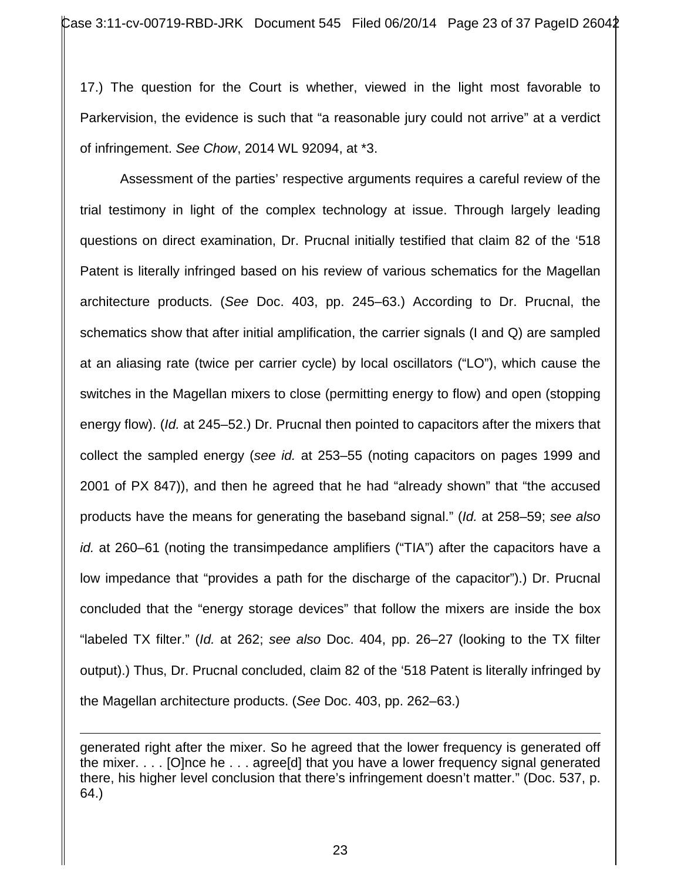17.) The question for the Court is whether, viewed in the light most favorable to Parkervision, the evidence is such that "a reasonable jury could not arrive" at a verdict of infringement. *See Chow*, 2014 WL 92094, at *3.

Assessment of the parties' respective arguments requires a careful review of the trial testimony in light of the complex technology at issue. Through largely leading questions on direct examination, Dr. Prucnal initially testified that claim 82 of the '518 Patent is literally infringed based on his review of various schematics for the Magellan architecture products. (*See* Doc. 403, pp. 245–63.) According to Dr. Prucnal, the schematics show that after initial amplification, the carrier signals (I and Q) are sampled at an aliasing rate (twice per carrier cycle) by local oscillators ("LO"), which cause the switches in the Magellan mixers to close (permitting energy to flow) and open (stopping energy flow). (*Id.* at 245–52.) Dr. Prucnal then pointed to capacitors after the mixers that collect the sampled energy (*see id.* at 253–55 (noting capacitors on pages 1999 and 2001 of PX 847)), and then he agreed that he had "already shown" that "the accused products have the means for generating the baseband signal." (*Id.* at 258–59; *see also id.* at 260–61 (noting the transimpedance amplifiers ("TIA") after the capacitors have a low impedance that "provides a path for the discharge of the capacitor").) Dr. Prucnal concluded that the "energy storage devices" that follow the mixers are inside the box "labeled TX filter." (*Id.* at 262; *see also* Doc. 404, pp. 26–27 (looking to the TX filter output).) Thus, Dr. Prucnal concluded, claim 82 of the '518 Patent is literally infringed by the Magellan architecture products. (*See* Doc. 403, pp. 262–63.)

---

generated right after the mixer. So he agreed that the lower frequency is generated off the mixer. . . . [O]nce he . . . agree[d] that you have a lower frequency signal generated there, his higher level conclusion that there's infringement doesn't matter." (Doc. 537, p. 64.)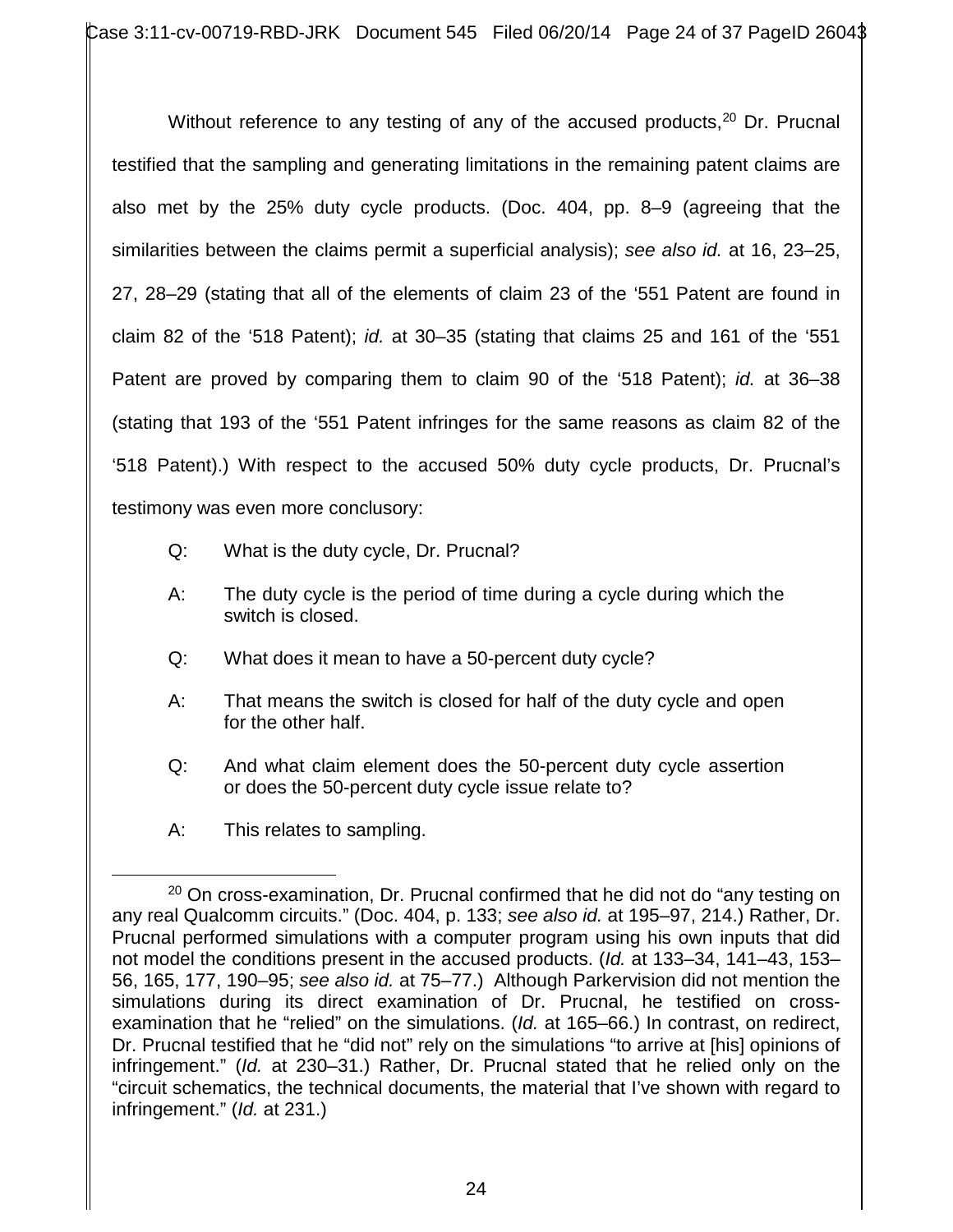Without reference to any testing of any of the accused products,[20] Dr. Prucnal testified that the sampling and generating limitations in the remaining patent claims are also met by the 25% duty cycle products. (Doc. 404, pp. 8–9 (agreeing that the similarities between the claims permit a superficial analysis); *see also id.* at 16, 23–25, 27, 28–29 (stating that all of the elements of claim 23 of the '551 Patent are found in claim 82 of the '518 Patent); *id.* at 30–35 (stating that claims 25 and 161 of the '551 Patent are proved by comparing them to claim 90 of the '518 Patent); *id.* at 36–38 (stating that 193 of the '551 Patent infringes for the same reasons as claim 82 of the '518 Patent).) With respect to the accused 50% duty cycle products, Dr. Prucnal's testimony was even more conclusory:

> Q: What is the duty cycle, Dr. Prucnal?
>
> A: The duty cycle is the period of time during a cycle during which the switch is closed.
>
> Q: What does it mean to have a 50-percent duty cycle?
>
> A: That means the switch is closed for half of the duty cycle and open for the other half.
>
> Q: And what claim element does the 50-percent duty cycle assertion or does the 50-percent duty cycle issue relate to?
>
> A: This relates to sampling.

---

[20] On cross-examination, Dr. Prucnal confirmed that he did not do "any testing on any real Qualcomm circuits." (Doc. 404, p. 133; *see also id.* at 195–97, 214.) Rather, Dr. Prucnal performed simulations with a computer program using his own inputs that did not model the conditions present in the accused products. (*Id.* at 133–34, 141–43, 153–56, 165, 177, 190–95; *see also id.* at 75–77.) Although Parkervision did not mention the simulations during its direct examination of Dr. Prucnal, he testified on cross-examination that he "relied" on the simulations. (*Id.* at 165–66.) In contrast, on redirect, Dr. Prucnal testified that he "did not" rely on the simulations "to arrive at [his] opinions of infringement." (*Id.* at 230–31.) Rather, Dr. Prucnal stated that he relied only on the "circuit schematics, the technical documents, the material that I've shown with regard to infringement." (*Id.* at 231.)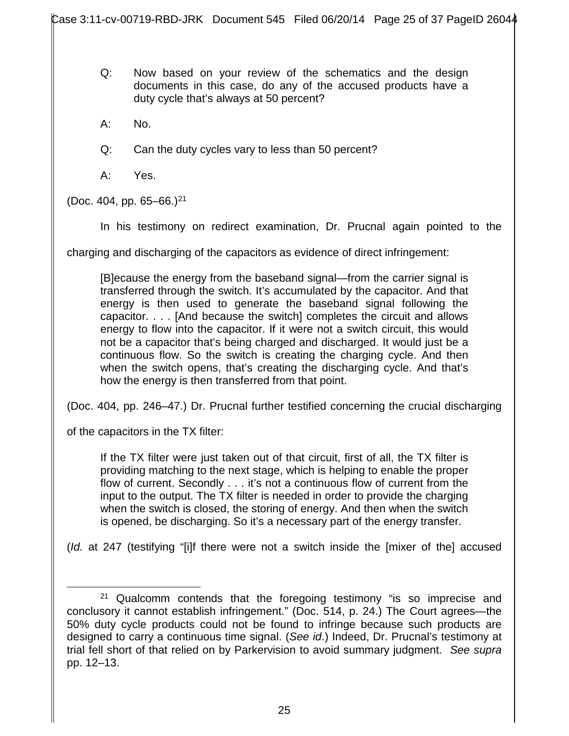> Q: Now based on your review of the schematics and the design documents in this case, do any of the accused products have a duty cycle that's always at 50 percent?
>
> A: No.
>
> Q: Can the duty cycles vary to less than 50 percent?
>
> A: Yes.

(Doc. 404, pp. 65–66.)[21]

In his testimony on redirect examination, Dr. Prucnal again pointed to the charging and discharging of the capacitors as evidence of direct infringement:

> [B]ecause the energy from the baseband signal—from the carrier signal is transferred through the switch. It's accumulated by the capacitor. And that energy is then used to generate the baseband signal following the capacitor. . . . [And because the switch] completes the circuit and allows energy to flow into the capacitor. If it were not a switch circuit, this would not be a capacitor that's being charged and discharged. It would just be a continuous flow. So the switch is creating the charging cycle. And then when the switch opens, that's creating the discharging cycle. And that's how the energy is then transferred from that point.

(Doc. 404, pp. 246–47.) Dr. Prucnal further testified concerning the crucial discharging of the capacitors in the TX filter:

> If the TX filter were just taken out of that circuit, first of all, the TX filter is providing matching to the next stage, which is helping to enable the proper flow of current. Secondly . . . it's not a continuous flow of current from the input to the output. The TX filter is needed in order to provide the charging when the switch is closed, the storing of energy. And then when the switch is opened, be discharging. So it's a necessary part of the energy transfer.

(*Id.* at 247 (testifying "[i]f there were not a switch inside the [mixer of the] accused

---

[21] Qualcomm contends that the foregoing testimony "is so imprecise and conclusory it cannot establish infringement." (Doc. 514, p. 24.) The Court agrees—the 50% duty cycle products could not be found to infringe because such products are designed to carry a continuous time signal. (*See id*.) Indeed, Dr. Prucnal's testimony at trial fell short of that relied on by Parkervision to avoid summary judgment. *See supra* pp. 12–13.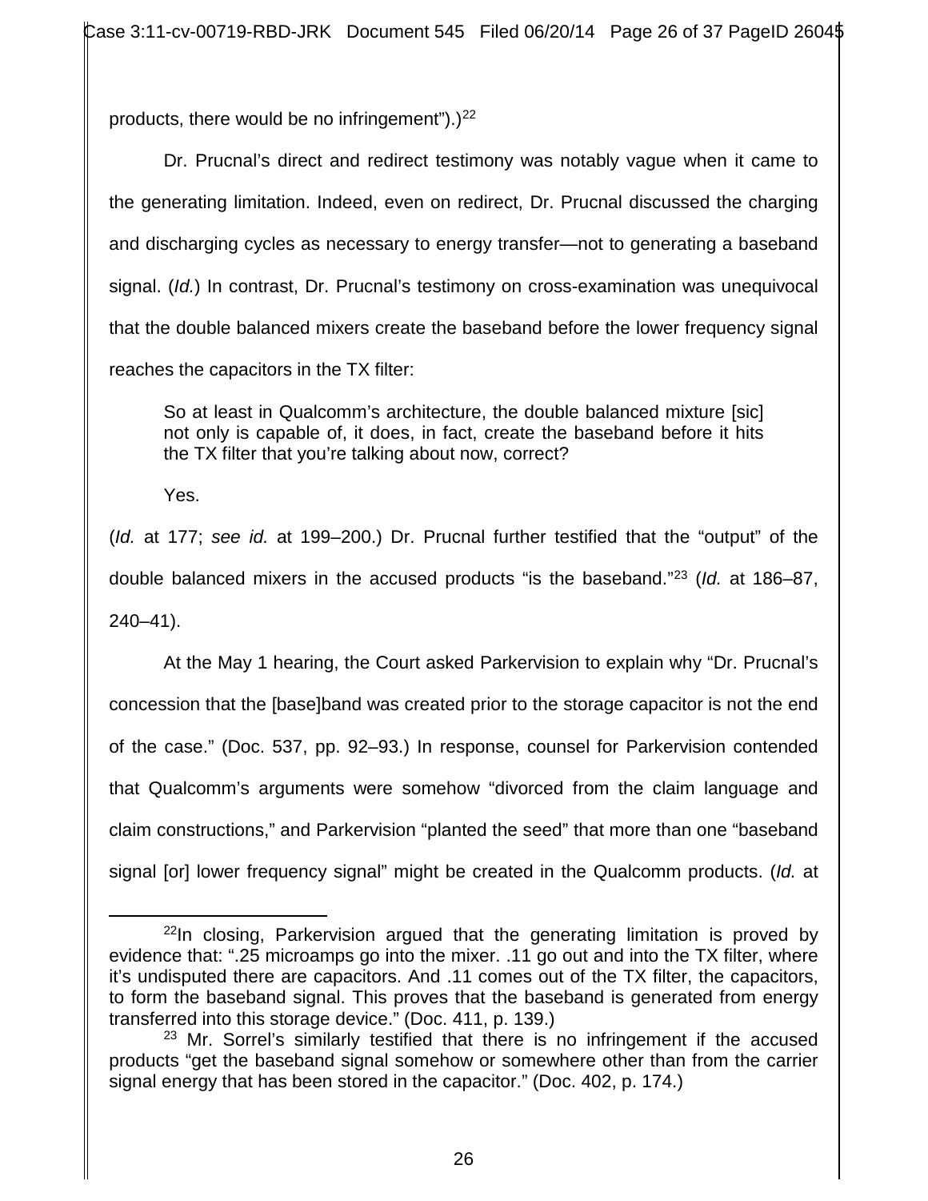products, there would be no infringement").)[22]

Dr. Prucnal's direct and redirect testimony was notably vague when it came to the generating limitation. Indeed, even on redirect, Dr. Prucnal discussed the charging and discharging cycles as necessary to energy transfer—not to generating a baseband signal. (*Id.*) In contrast, Dr. Prucnal's testimony on cross-examination was unequivocal that the double balanced mixers create the baseband before the lower frequency signal reaches the capacitors in the TX filter:

> So at least in Qualcomm's architecture, the double balanced mixture [sic] not only is capable of, it does, in fact, create the baseband before it hits the TX filter that you're talking about now, correct?
>
> Yes.

(*Id.* at 177; *see id.* at 199–200.) Dr. Prucnal further testified that the "output" of the double balanced mixers in the accused products "is the baseband."[23] (*Id.* at 186–87, 240–41).

At the May 1 hearing, the Court asked Parkervision to explain why "Dr. Prucnal's concession that the [base]band was created prior to the storage capacitor is not the end of the case." (Doc. 537, pp. 92–93.) In response, counsel for Parkervision contended that Qualcomm's arguments were somehow "divorced from the claim language and claim constructions," and Parkervision "planted the seed" that more than one "baseband signal [or] lower frequency signal" might be created in the Qualcomm products. (*Id.* at

---

[22] In closing, Parkervision argued that the generating limitation is proved by evidence that: ".25 microamps go into the mixer. .11 go out and into the TX filter, where it's undisputed there are capacitors. And .11 comes out of the TX filter, the capacitors, to form the baseband signal. This proves that the baseband is generated from energy transferred into this storage device." (Doc. 411, p. 139.)

[23] Mr. Sorrel's similarly testified that there is no infringement if the accused products "get the baseband signal somehow or somewhere other than from the carrier signal energy that has been stored in the capacitor." (Doc. 402, p. 174.)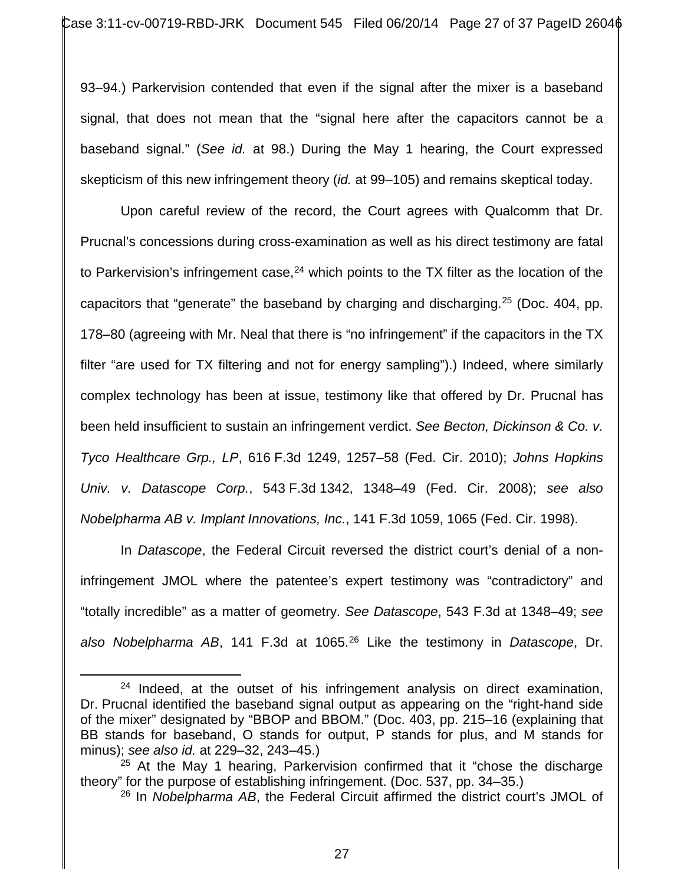93–94.) Parkervision contended that even if the signal after the mixer is a baseband signal, that does not mean that the "signal here after the capacitors cannot be a baseband signal." (*See id.* at 98.) During the May 1 hearing, the Court expressed skepticism of this new infringement theory (*id.* at 99–105) and remains skeptical today.

Upon careful review of the record, the Court agrees with Qualcomm that Dr. Prucnal's concessions during cross-examination as well as his direct testimony are fatal to Parkervision's infringement case,[24] which points to the TX filter as the location of the capacitors that "generate" the baseband by charging and discharging.[25] (Doc. 404, pp. 178–80 (agreeing with Mr. Neal that there is "no infringement" if the capacitors in the TX filter "are used for TX filtering and not for energy sampling").) Indeed, where similarly complex technology has been at issue, testimony like that offered by Dr. Prucnal has been held insufficient to sustain an infringement verdict. *See Becton, Dickinson & Co. v. Tyco Healthcare Grp., LP*, 616 F.3d 1249, 1257–58 (Fed. Cir. 2010); *Johns Hopkins Univ. v. Datascope Corp.*, 543 F.3d 1342, 1348–49 (Fed. Cir. 2008); *see also Nobelpharma AB v. Implant Innovations, Inc.*, 141 F.3d 1059, 1065 (Fed. Cir. 1998).

In *Datascope*, the Federal Circuit reversed the district court's denial of a non-infringement JMOL where the patentee's expert testimony was "contradictory" and "totally incredible" as a matter of geometry. *See Datascope*, 543 F.3d at 1348–49; *see also Nobelpharma AB*, 141 F.3d at 1065.[26] Like the testimony in *Datascope*, Dr.

---

[24] Indeed, at the outset of his infringement analysis on direct examination, Dr. Prucnal identified the baseband signal output as appearing on the "right-hand side of the mixer" designated by "BBOP and BBOM." (Doc. 403, pp. 215–16 (explaining that BB stands for baseband, O stands for output, P stands for plus, and M stands for minus); *see also id.* at 229–32, 243–45.)

[25] At the May 1 hearing, Parkervision confirmed that it "chose the discharge theory" for the purpose of establishing infringement. (Doc. 537, pp. 34–35.)

[26] In *Nobelpharma AB*, the Federal Circuit affirmed the district court's JMOL of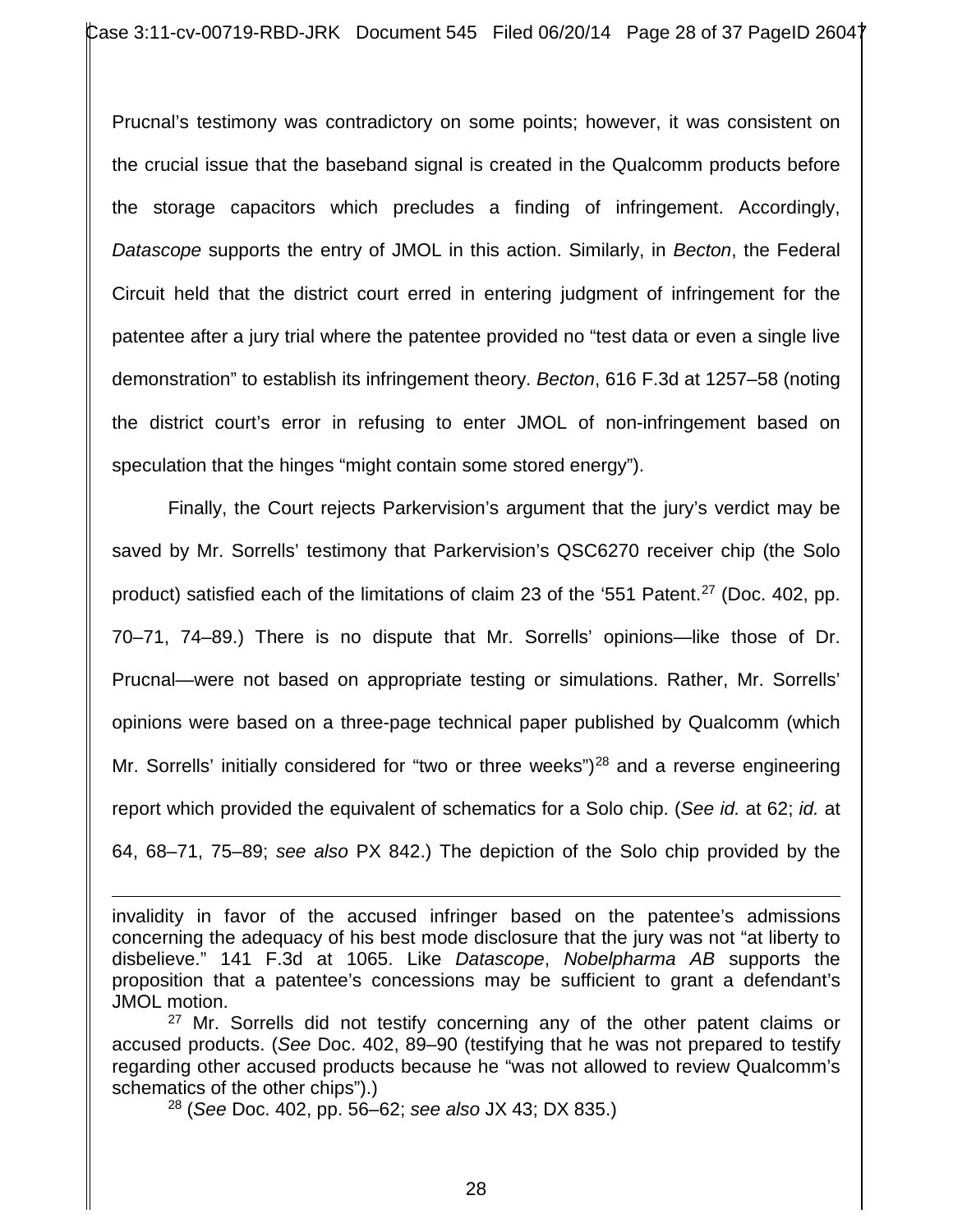Prucnal's testimony was contradictory on some points; however, it was consistent on the crucial issue that the baseband signal is created in the Qualcomm products before the storage capacitors which precludes a finding of infringement. Accordingly, *Datascope* supports the entry of JMOL in this action. Similarly, in *Becton*, the Federal Circuit held that the district court erred in entering judgment of infringement for the patentee after a jury trial where the patentee provided no "test data or even a single live demonstration" to establish its infringement theory. *Becton*, 616 F.3d at 1257–58 (noting the district court's error in refusing to enter JMOL of non-infringement based on speculation that the hinges "might contain some stored energy").

Finally, the Court rejects Parkervision's argument that the jury's verdict may be saved by Mr. Sorrells' testimony that Parkervision's QSC6270 receiver chip (the Solo product) satisfied each of the limitations of claim 23 of the '551 Patent.[27] (Doc. 402, pp. 70–71, 74–89.) There is no dispute that Mr. Sorrells' opinions—like those of Dr. Prucnal—were not based on appropriate testing or simulations. Rather, Mr. Sorrells' opinions were based on a three-page technical paper published by Qualcomm (which Mr. Sorrells' initially considered for "two or three weeks")[28] and a reverse engineering report which provided the equivalent of schematics for a Solo chip. (*See id.* at 62; *id.* at 64, 68–71, 75–89; *see also* PX 842.) The depiction of the Solo chip provided by the

---

invalidity in favor of the accused infringer based on the patentee's admissions concerning the adequacy of his best mode disclosure that the jury was not "at liberty to disbelieve." 141 F.3d at 1065. Like *Datascope*, *Nobelpharma AB* supports the proposition that a patentee's concessions may be sufficient to grant a defendant's JMOL motion.

[27] Mr. Sorrells did not testify concerning any of the other patent claims or accused products. (*See* Doc. 402, 89–90 (testifying that he was not prepared to testify regarding other accused products because he "was not allowed to review Qualcomm's schematics of the other chips").)

[28] (*See* Doc. 402, pp. 56–62; *see also* JX 43; DX 835.)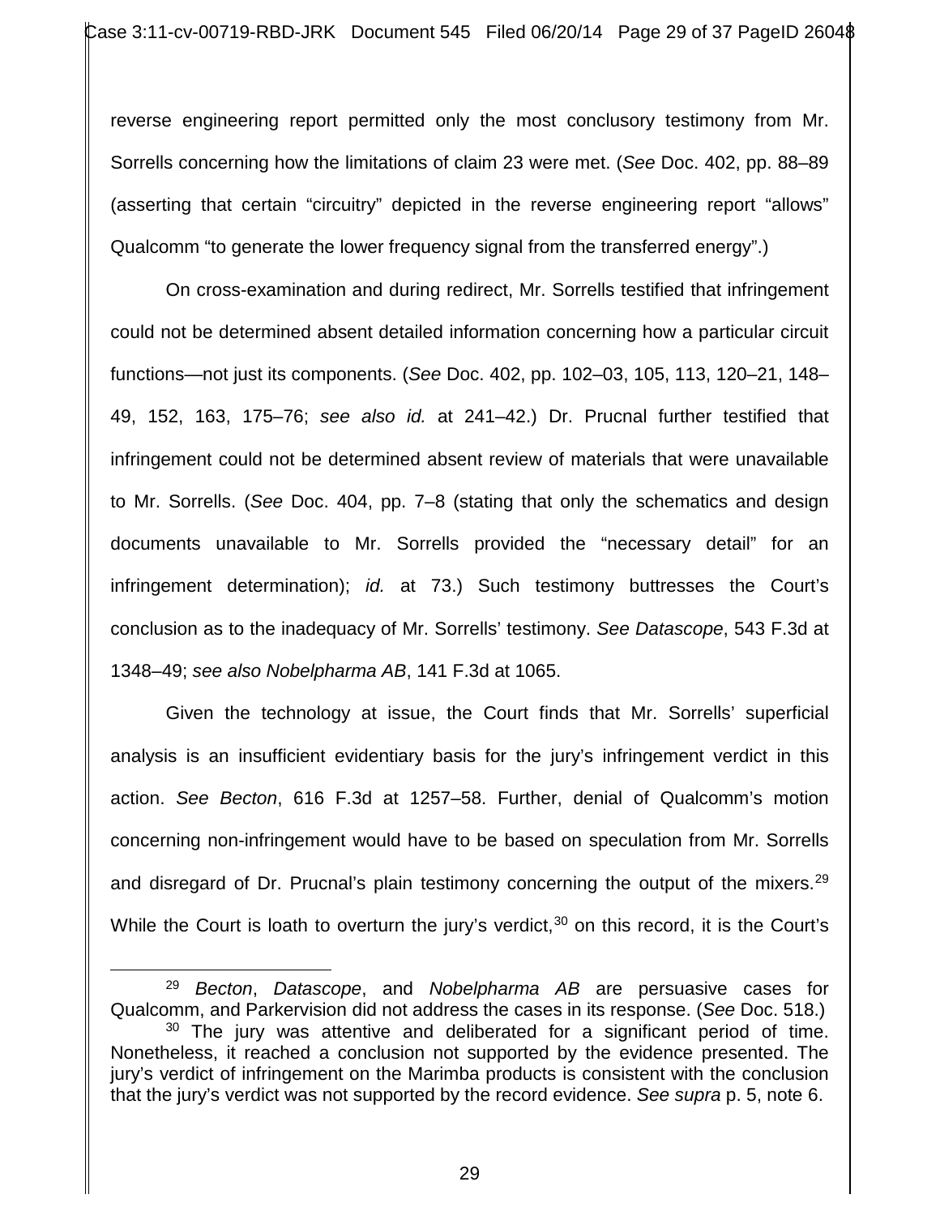reverse engineering report permitted only the most conclusory testimony from Mr. Sorrells concerning how the limitations of claim 23 were met. (*See* Doc. 402, pp. 88–89 (asserting that certain "circuitry" depicted in the reverse engineering report "allows" Qualcomm "to generate the lower frequency signal from the transferred energy".)

On cross-examination and during redirect, Mr. Sorrells testified that infringement could not be determined absent detailed information concerning how a particular circuit functions—not just its components. (*See* Doc. 402, pp. 102–03, 105, 113, 120–21, 148–49, 152, 163, 175–76; *see also id.* at 241–42.) Dr. Prucnal further testified that infringement could not be determined absent review of materials that were unavailable to Mr. Sorrells. (*See* Doc. 404, pp. 7–8 (stating that only the schematics and design documents unavailable to Mr. Sorrells provided the "necessary detail" for an infringement determination); *id.* at 73.) Such testimony buttresses the Court's conclusion as to the inadequacy of Mr. Sorrells' testimony. *See Datascope*, 543 F.3d at 1348–49; *see also Nobelpharma AB*, 141 F.3d at 1065.

Given the technology at issue, the Court finds that Mr. Sorrells' superficial analysis is an insufficient evidentiary basis for the jury's infringement verdict in this action. *See Becton*, 616 F.3d at 1257–58. Further, denial of Qualcomm's motion concerning non-infringement would have to be based on speculation from Mr. Sorrells and disregard of Dr. Prucnal's plain testimony concerning the output of the mixers.[29] While the Court is loath to overturn the jury's verdict,[30] on this record, it is the Court's

---

[29] *Becton*, *Datascope*, and *Nobelpharma AB* are persuasive cases for Qualcomm, and Parkervision did not address the cases in its response. (*See* Doc. 518.)

[30] The jury was attentive and deliberated for a significant period of time. Nonetheless, it reached a conclusion not supported by the evidence presented. The jury's verdict of infringement on the Marimba products is consistent with the conclusion that the jury's verdict was not supported by the record evidence. *See supra* p. 5, note 6.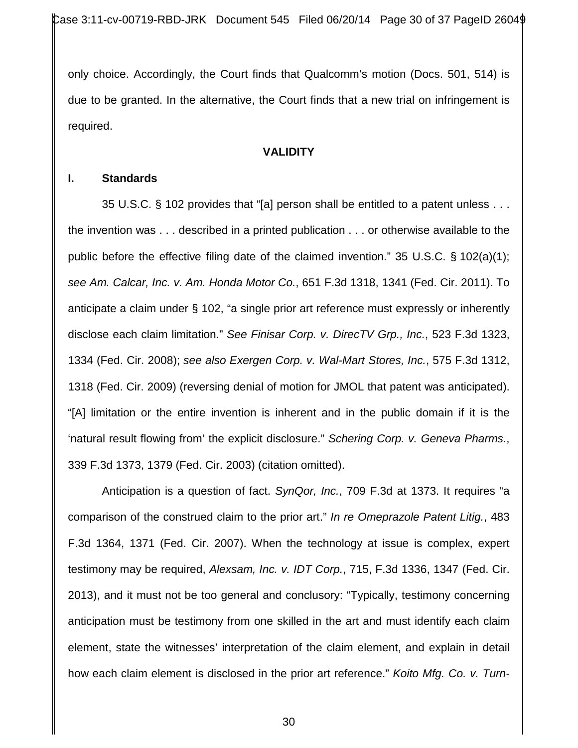only choice. Accordingly, the Court finds that Qualcomm's motion (Docs. 501, 514) is due to be granted. In the alternative, the Court finds that a new trial on infringement is required.

**VALIDITY**

**I. Standards**

35 U.S.C. § 102 provides that "[a] person shall be entitled to a patent unless . . . the invention was . . . described in a printed publication . . . or otherwise available to the public before the effective filing date of the claimed invention." 35 U.S.C. § 102(a)(1); *see Am. Calcar, Inc. v. Am. Honda Motor Co.*, 651 F.3d 1318, 1341 (Fed. Cir. 2011). To anticipate a claim under § 102, "a single prior art reference must expressly or inherently disclose each claim limitation." *See Finisar Corp. v. DirecTV Grp., Inc.*, 523 F.3d 1323, 1334 (Fed. Cir. 2008); *see also Exergen Corp. v. Wal-Mart Stores, Inc.*, 575 F.3d 1312, 1318 (Fed. Cir. 2009) (reversing denial of motion for JMOL that patent was anticipated). "[A] limitation or the entire invention is inherent and in the public domain if it is the 'natural result flowing from' the explicit disclosure." *Schering Corp. v. Geneva Pharms.*, 339 F.3d 1373, 1379 (Fed. Cir. 2003) (citation omitted).

Anticipation is a question of fact. *SynQor, Inc.*, 709 F.3d at 1373. It requires "a comparison of the construed claim to the prior art." *In re Omeprazole Patent Litig.*, 483 F.3d 1364, 1371 (Fed. Cir. 2007). When the technology at issue is complex, expert testimony may be required, *Alexsam, Inc. v. IDT Corp.*, 715, F.3d 1336, 1347 (Fed. Cir. 2013), and it must not be too general and conclusory: "Typically, testimony concerning anticipation must be testimony from one skilled in the art and must identify each claim element, state the witnesses' interpretation of the claim element, and explain in detail how each claim element is disclosed in the prior art reference." *Koito Mfg. Co. v. Turn-*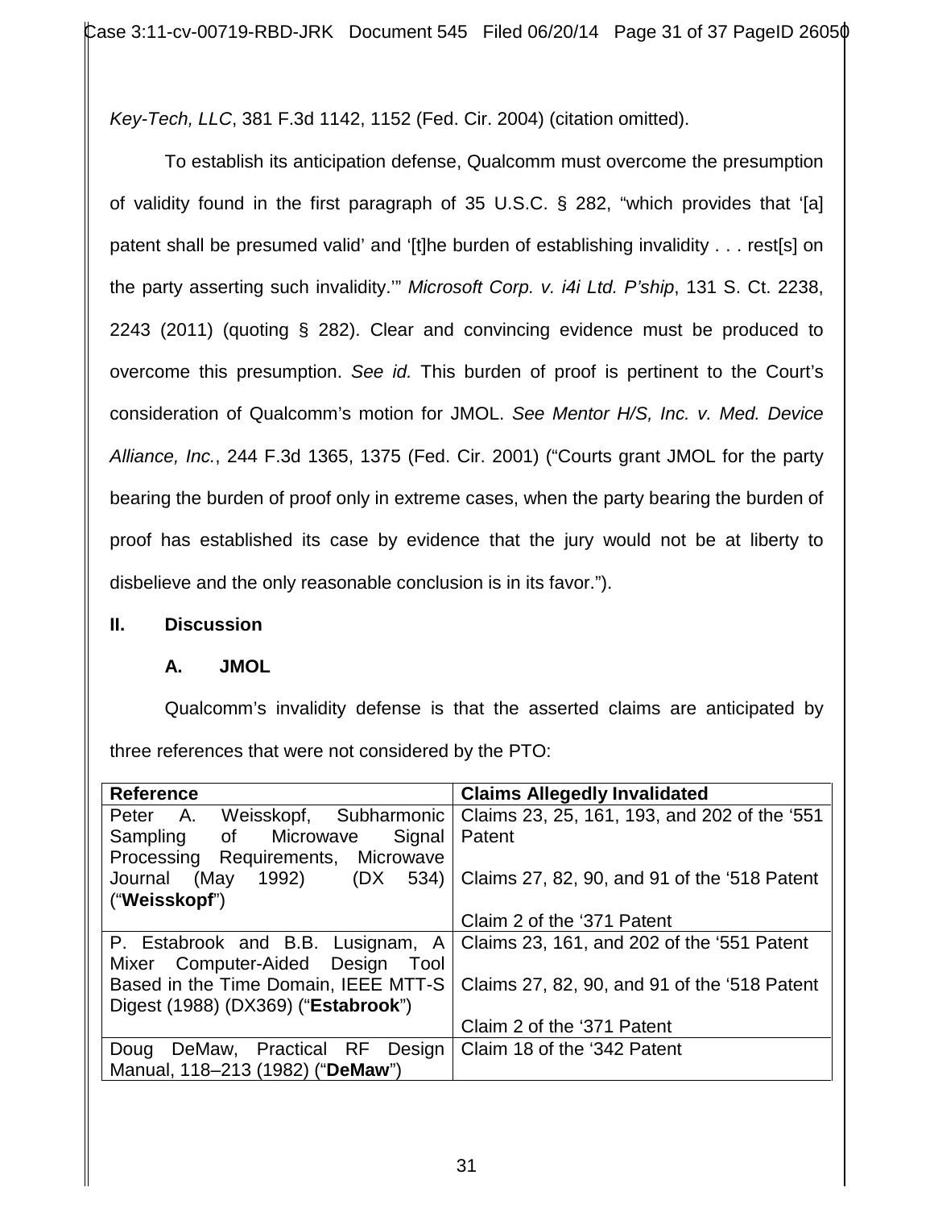*Key-Tech, LLC*, 381 F.3d 1142, 1152 (Fed. Cir. 2004) (citation omitted).

To establish its anticipation defense, Qualcomm must overcome the presumption of validity found in the first paragraph of 35 U.S.C. § 282, "which provides that '[a] patent shall be presumed valid' and '[t]he burden of establishing invalidity . . . rest[s] on the party asserting such invalidity.'" *Microsoft Corp. v. i4i Ltd. P'ship*, 131 S. Ct. 2238, 2243 (2011) (quoting § 282). Clear and convincing evidence must be produced to overcome this presumption. *See id.* This burden of proof is pertinent to the Court's consideration of Qualcomm's motion for JMOL. *See Mentor H/S, Inc. v. Med. Device Alliance, Inc.*, 244 F.3d 1365, 1375 (Fed. Cir. 2001) ("Courts grant JMOL for the party bearing the burden of proof only in extreme cases, when the party bearing the burden of proof has established its case by evidence that the jury would not be at liberty to disbelieve and the only reasonable conclusion is in its favor.").

## II. Discussion

### A. JMOL

Qualcomm's invalidity defense is that the asserted claims are anticipated by three references that were not considered by the PTO:

| Reference | Claims Allegedly Invalidated |
|---|---|
| Peter A. Weisskopf, Subharmonic Sampling of Microwave Signal Processing Requirements, Microwave Journal (May 1992) (DX 534) ("**Weisskopf**") | Claims 23, 25, 161, 193, and 202 of the '551 Patent<br><br>Claims 27, 82, 90, and 91 of the '518 Patent<br><br>Claim 2 of the '371 Patent |
| P. Estabrook and B.B. Lusignam, A Mixer Computer-Aided Design Tool Based in the Time Domain, IEEE MTT-S Digest (1988) (DX369) ("**Estabrook**") | Claims 23, 161, and 202 of the '551 Patent<br><br>Claims 27, 82, 90, and 91 of the '518 Patent<br><br>Claim 2 of the '371 Patent |
| Doug DeMaw, Practical RF Design Manual, 118–213 (1982) ("**DeMaw**") | Claim 18 of the '342 Patent |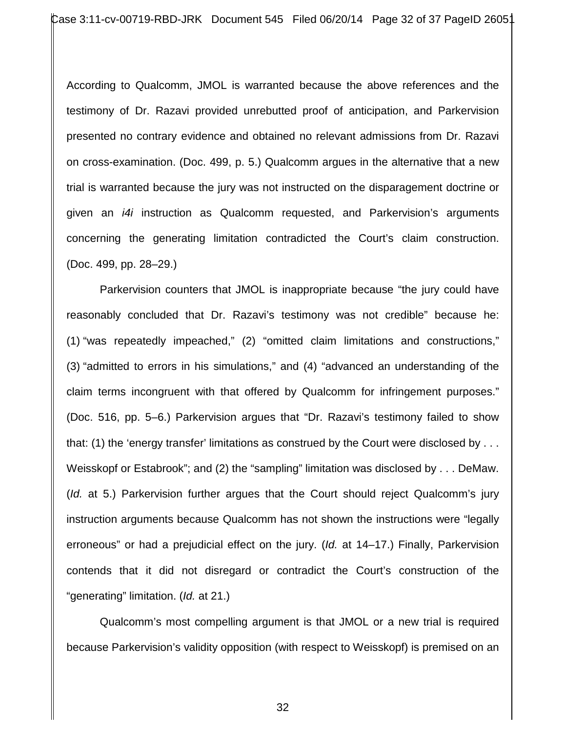According to Qualcomm, JMOL is warranted because the above references and the testimony of Dr. Razavi provided unrebutted proof of anticipation, and Parkervision presented no contrary evidence and obtained no relevant admissions from Dr. Razavi on cross-examination. (Doc. 499, p. 5.) Qualcomm argues in the alternative that a new trial is warranted because the jury was not instructed on the disparagement doctrine or given an *i4i* instruction as Qualcomm requested, and Parkervision's arguments concerning the generating limitation contradicted the Court's claim construction. (Doc. 499, pp. 28–29.)

Parkervision counters that JMOL is inappropriate because "the jury could have reasonably concluded that Dr. Razavi's testimony was not credible" because he: (1) "was repeatedly impeached," (2) "omitted claim limitations and constructions," (3) "admitted to errors in his simulations," and (4) "advanced an understanding of the claim terms incongruent with that offered by Qualcomm for infringement purposes." (Doc. 516, pp. 5–6.) Parkervision argues that "Dr. Razavi's testimony failed to show that: (1) the 'energy transfer' limitations as construed by the Court were disclosed by . . . Weisskopf or Estabrook"; and (2) the "sampling" limitation was disclosed by . . . DeMaw. (*Id.* at 5.) Parkervision further argues that the Court should reject Qualcomm's jury instruction arguments because Qualcomm has not shown the instructions were "legally erroneous" or had a prejudicial effect on the jury. (*Id.* at 14–17.) Finally, Parkervision contends that it did not disregard or contradict the Court's construction of the "generating" limitation. (*Id.* at 21.)

Qualcomm's most compelling argument is that JMOL or a new trial is required because Parkervision's validity opposition (with respect to Weisskopf) is premised on an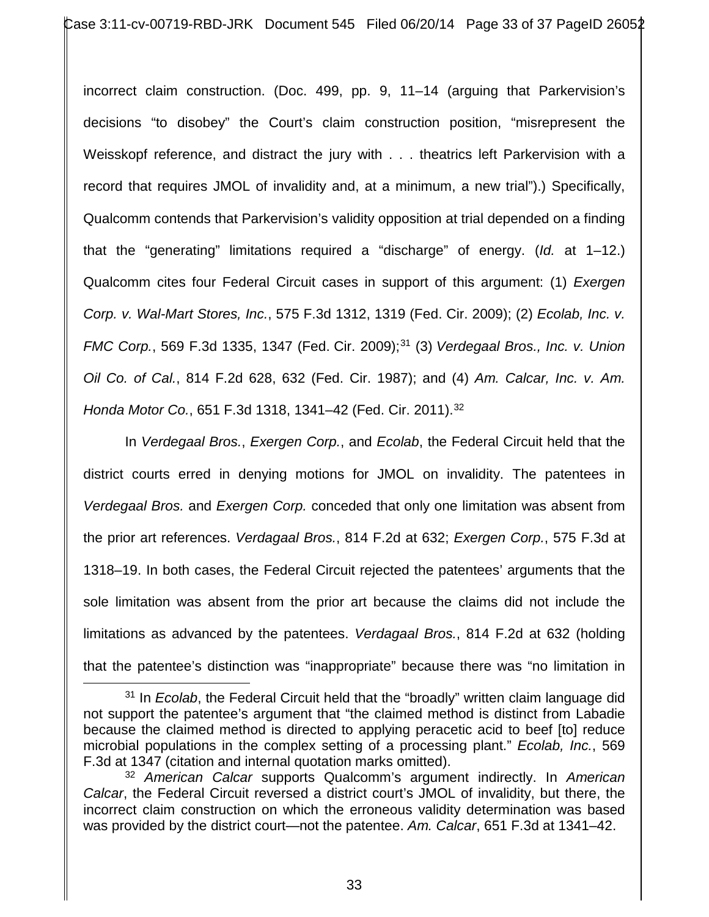incorrect claim construction. (Doc. 499, pp. 9, 11–14 (arguing that Parkervision's decisions "to disobey" the Court's claim construction position, "misrepresent the Weisskopf reference, and distract the jury with . . . theatrics left Parkervision with a record that requires JMOL of invalidity and, at a minimum, a new trial").) Specifically, Qualcomm contends that Parkervision's validity opposition at trial depended on a finding that the "generating" limitations required a "discharge" of energy. (*Id.* at 1–12.) Qualcomm cites four Federal Circuit cases in support of this argument: (1) *Exergen Corp. v. Wal-Mart Stores, Inc.*, 575 F.3d 1312, 1319 (Fed. Cir. 2009); (2) *Ecolab, Inc. v. FMC Corp.*, 569 F.3d 1335, 1347 (Fed. Cir. 2009);[31] (3) *Verdegaal Bros., Inc. v. Union Oil Co. of Cal.*, 814 F.2d 628, 632 (Fed. Cir. 1987); and (4) *Am. Calcar, Inc. v. Am. Honda Motor Co.*, 651 F.3d 1318, 1341–42 (Fed. Cir. 2011).[32]

In *Verdegaal Bros.*, *Exergen Corp.*, and *Ecolab*, the Federal Circuit held that the district courts erred in denying motions for JMOL on invalidity. The patentees in *Verdegaal Bros.* and *Exergen Corp.* conceded that only one limitation was absent from the prior art references. *Verdagaal Bros.*, 814 F.2d at 632; *Exergen Corp.*, 575 F.3d at 1318–19. In both cases, the Federal Circuit rejected the patentees' arguments that the sole limitation was absent from the prior art because the claims did not include the limitations as advanced by the patentees. *Verdagaal Bros.*, 814 F.2d at 632 (holding that the patentee's distinction was "inappropriate" because there was "no limitation in

---

[31] In *Ecolab*, the Federal Circuit held that the "broadly" written claim language did not support the patentee's argument that "the claimed method is distinct from Labadie because the claimed method is directed to applying peracetic acid to beef [to] reduce microbial populations in the complex setting of a processing plant." *Ecolab, Inc.*, 569 F.3d at 1347 (citation and internal quotation marks omitted).

[32] *American Calcar* supports Qualcomm's argument indirectly. In *American Calcar*, the Federal Circuit reversed a district court's JMOL of invalidity, but there, the incorrect claim construction on which the erroneous validity determination was based was provided by the district court—not the patentee. *Am. Calcar*, 651 F.3d at 1341–42.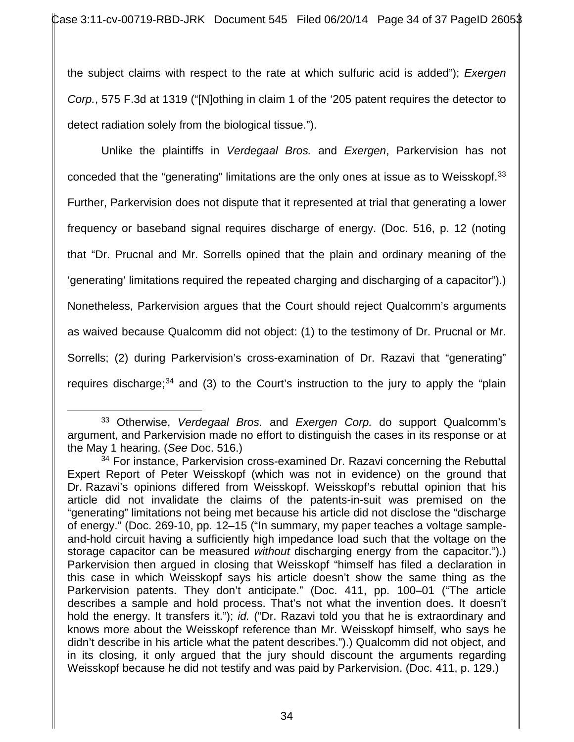the subject claims with respect to the rate at which sulfuric acid is added"); *Exergen Corp.*, 575 F.3d at 1319 ("[N]othing in claim 1 of the '205 patent requires the detector to detect radiation solely from the biological tissue.").

Unlike the plaintiffs in *Verdegaal Bros.* and *Exergen*, Parkervision has not conceded that the "generating" limitations are the only ones at issue as to Weisskopf.[33] Further, Parkervision does not dispute that it represented at trial that generating a lower frequency or baseband signal requires discharge of energy. (Doc. 516, p. 12 (noting that "Dr. Prucnal and Mr. Sorrells opined that the plain and ordinary meaning of the 'generating' limitations required the repeated charging and discharging of a capacitor").) Nonetheless, Parkervision argues that the Court should reject Qualcomm's arguments as waived because Qualcomm did not object: (1) to the testimony of Dr. Prucnal or Mr. Sorrells; (2) during Parkervision's cross-examination of Dr. Razavi that "generating" requires discharge;[34] and (3) to the Court's instruction to the jury to apply the "plain

---

[33] Otherwise, *Verdegaal Bros.* and *Exergen Corp.* do support Qualcomm's argument, and Parkervision made no effort to distinguish the cases in its response or at the May 1 hearing. (*See* Doc. 516.)

[34] For instance, Parkervision cross-examined Dr. Razavi concerning the Rebuttal Expert Report of Peter Weisskopf (which was not in evidence) on the ground that Dr. Razavi's opinions differed from Weisskopf. Weisskopf's rebuttal opinion that his article did not invalidate the claims of the patents-in-suit was premised on the "generating" limitations not being met because his article did not disclose the "discharge of energy." (Doc. 269-10, pp. 12–15 ("In summary, my paper teaches a voltage sample-and-hold circuit having a sufficiently high impedance load such that the voltage on the storage capacitor can be measured *without* discharging energy from the capacitor.").) Parkervision then argued in closing that Weisskopf "himself has filed a declaration in this case in which Weisskopf says his article doesn't show the same thing as the Parkervision patents. They don't anticipate." (Doc. 411, pp. 100–01 ("The article describes a sample and hold process. That's not what the invention does. It doesn't hold the energy. It transfers it."); *id.* ("Dr. Razavi told you that he is extraordinary and knows more about the Weisskopf reference than Mr. Weisskopf himself, who says he didn't describe in his article what the patent describes.").) Qualcomm did not object, and in its closing, it only argued that the jury should discount the arguments regarding Weisskopf because he did not testify and was paid by Parkervision. (Doc. 411, p. 129.)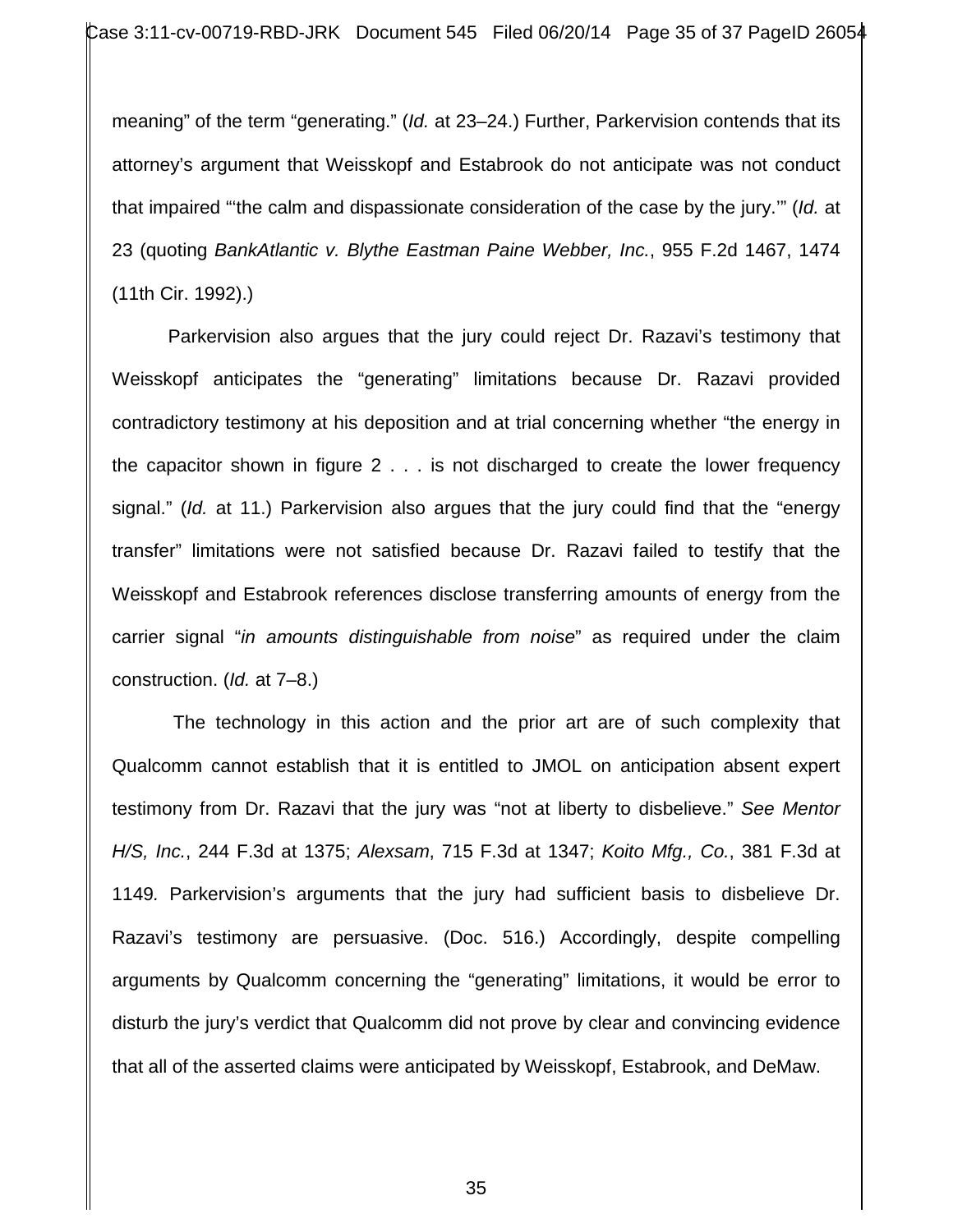meaning" of the term "generating." (*Id.* at 23–24.) Further, Parkervision contends that its attorney's argument that Weisskopf and Estabrook do not anticipate was not conduct that impaired "'the calm and dispassionate consideration of the case by the jury.'" (*Id.* at 23 (quoting *BankAtlantic v. Blythe Eastman Paine Webber, Inc.*, 955 F.2d 1467, 1474 (11th Cir. 1992).)

Parkervision also argues that the jury could reject Dr. Razavi's testimony that Weisskopf anticipates the "generating" limitations because Dr. Razavi provided contradictory testimony at his deposition and at trial concerning whether "the energy in the capacitor shown in figure 2 . . . is not discharged to create the lower frequency signal." (*Id.* at 11.) Parkervision also argues that the jury could find that the "energy transfer" limitations were not satisfied because Dr. Razavi failed to testify that the Weisskopf and Estabrook references disclose transferring amounts of energy from the carrier signal "*in amounts distinguishable from noise*" as required under the claim construction. (*Id.* at 7–8.)

The technology in this action and the prior art are of such complexity that Qualcomm cannot establish that it is entitled to JMOL on anticipation absent expert testimony from Dr. Razavi that the jury was "not at liberty to disbelieve." *See Mentor H/S, Inc.*, 244 F.3d at 1375; *Alexsam*, 715 F.3d at 1347; *Koito Mfg., Co.*, 381 F.3d at 1149*.* Parkervision's arguments that the jury had sufficient basis to disbelieve Dr. Razavi's testimony are persuasive. (Doc. 516.) Accordingly, despite compelling arguments by Qualcomm concerning the "generating" limitations, it would be error to disturb the jury's verdict that Qualcomm did not prove by clear and convincing evidence that all of the asserted claims were anticipated by Weisskopf, Estabrook, and DeMaw.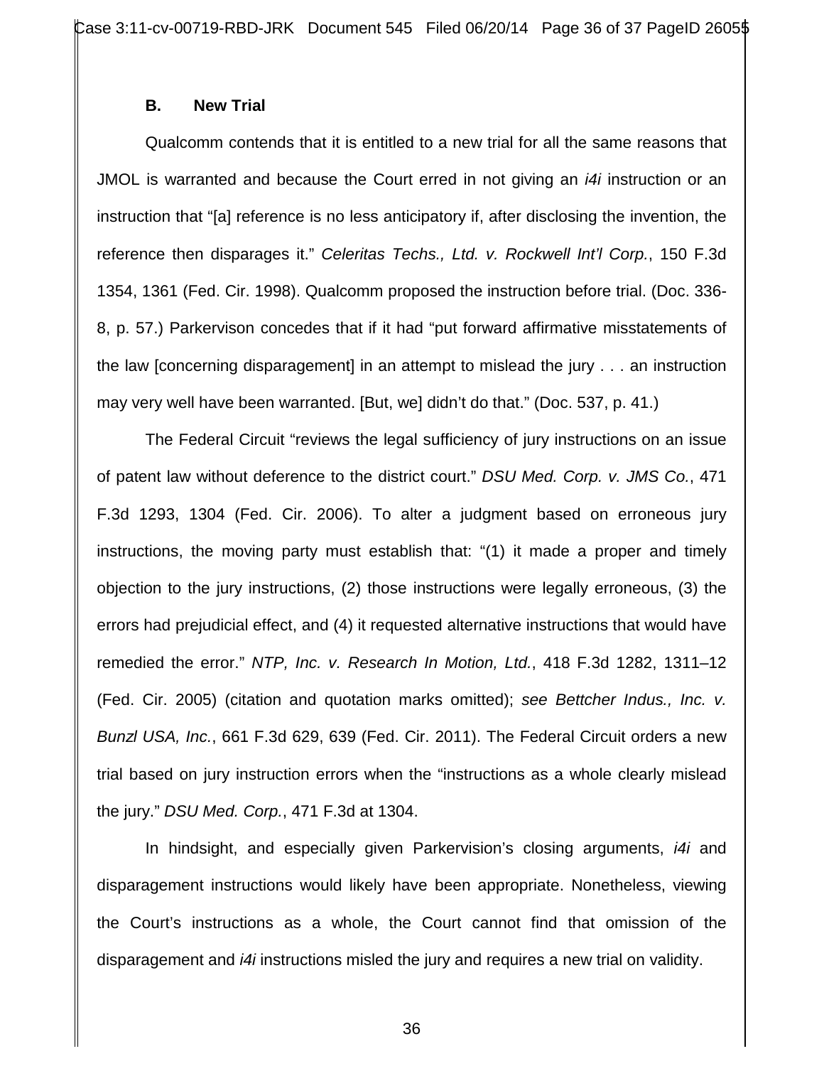### B. New Trial

Qualcomm contends that it is entitled to a new trial for all the same reasons that JMOL is warranted and because the Court erred in not giving an *i4i* instruction or an instruction that "[a] reference is no less anticipatory if, after disclosing the invention, the reference then disparages it." *Celeritas Techs., Ltd. v. Rockwell Int'l Corp.*, 150 F.3d 1354, 1361 (Fed. Cir. 1998). Qualcomm proposed the instruction before trial. (Doc. 336-8, p. 57.) Parkervison concedes that if it had "put forward affirmative misstatements of the law [concerning disparagement] in an attempt to mislead the jury . . . an instruction may very well have been warranted. [But, we] didn't do that." (Doc. 537, p. 41.)

The Federal Circuit "reviews the legal sufficiency of jury instructions on an issue of patent law without deference to the district court." *DSU Med. Corp. v. JMS Co.*, 471 F.3d 1293, 1304 (Fed. Cir. 2006). To alter a judgment based on erroneous jury instructions, the moving party must establish that: "(1) it made a proper and timely objection to the jury instructions, (2) those instructions were legally erroneous, (3) the errors had prejudicial effect, and (4) it requested alternative instructions that would have remedied the error." *NTP, Inc. v. Research In Motion, Ltd.*, 418 F.3d 1282, 1311–12 (Fed. Cir. 2005) (citation and quotation marks omitted); *see Bettcher Indus., Inc. v. Bunzl USA, Inc.*, 661 F.3d 629, 639 (Fed. Cir. 2011). The Federal Circuit orders a new trial based on jury instruction errors when the "instructions as a whole clearly mislead the jury." *DSU Med. Corp.*, 471 F.3d at 1304.

In hindsight, and especially given Parkervision's closing arguments, *i4i* and disparagement instructions would likely have been appropriate. Nonetheless, viewing the Court's instructions as a whole, the Court cannot find that omission of the disparagement and *i4i* instructions misled the jury and requires a new trial on validity.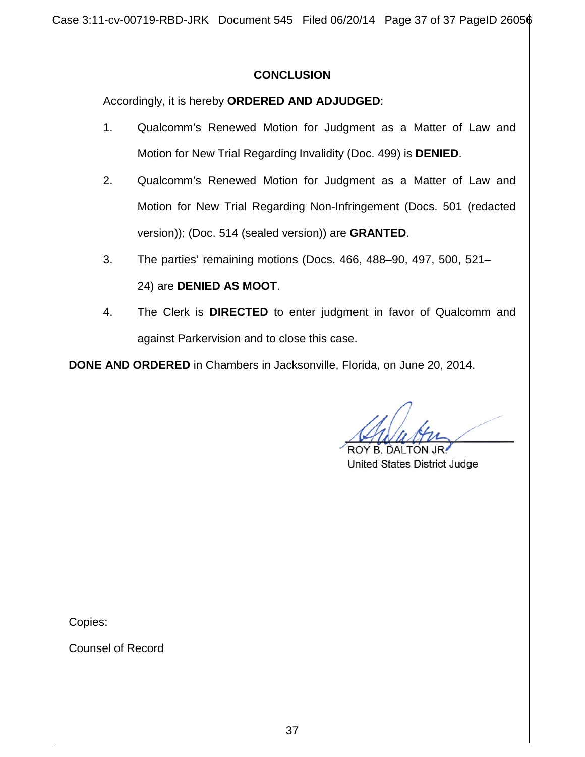## CONCLUSION

Accordingly, it is hereby **ORDERED AND ADJUDGED**:

1. Qualcomm's Renewed Motion for Judgment as a Matter of Law and Motion for New Trial Regarding Invalidity (Doc. 499) is **DENIED**.
2. Qualcomm's Renewed Motion for Judgment as a Matter of Law and Motion for New Trial Regarding Non-Infringement (Docs. 501 (redacted version)); (Doc. 514 (sealed version)) are **GRANTED**.
3. The parties' remaining motions (Docs. 466, 488–90, 497, 500, 521–24) are **DENIED AS MOOT**.
4. The Clerk is **DIRECTED** to enter judgment in favor of Qualcomm and against Parkervision and to close this case.

**DONE AND ORDERED** in Chambers in Jacksonville, Florida, on June 20, 2014.

ROY B. DALTON JR.
United States District Judge

Copies:

Counsel of Record